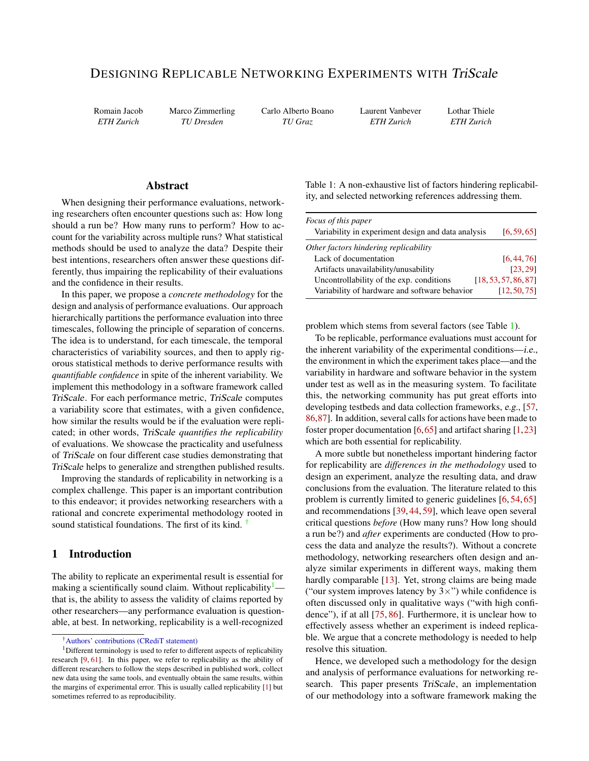# Designing Replicable Networking Experiments with *TriScale*

| Romain Jacob | Marco Zimmerling | Carlo Alberto Boano | Laurent Vanbever | Lothar Thiele |
|---|---|---|---|---|
| *ETH Zurich* | *TU Dresden* | *TU Graz* | *ETH Zurich* | *ETH Zurich* |

## Abstract

When designing their performance evaluations, networking researchers often encounter questions such as: How long should a run be? How many runs to perform? How to account for the variability across multiple runs? What statistical methods should be used to analyze the data? Despite their best intentions, researchers often answer these questions differently, thus impairing the replicability of their evaluations and the confidence in their results.

In this paper, we propose a *concrete methodology* for the design and analysis of performance evaluations. Our approach hierarchically partitions the performance evaluation into three timescales, following the principle of separation of concerns. The idea is to understand, for each timescale, the temporal characteristics of variability sources, and then to apply rigorous statistical methods to derive performance results with *quantifiable confidence* in spite of the inherent variability. We implement this methodology in a software framework called *TriScale*. For each performance metric, *TriScale* computes a variability score that estimates, with a given confidence, how similar the results would be if the evaluation were replicated; in other words, *TriScale quantifies the replicability* of evaluations. We showcase the practicality and usefulness of *TriScale* on four different case studies demonstrating that *TriScale* helps to generalize and strengthen published results.

Improving the standards of replicability in networking is a complex challenge. This paper is an important contribution to this endeavor; it provides networking researchers with a rational and concrete experimental methodology rooted in sound statistical foundations. The first of its kind. [†]

## 1 Introduction

The ability to replicate an experimental result is essential for making a scientifically sound claim. Without replicability[1]—that is, the ability to assess the validity of claims reported by other researchers—any performance evaluation is questionable, at best. In networking, replicability is a well-recognized problem which stems from several factors (see Table 1).

Table 1: A non-exhaustive list of factors hindering replicability, and selected networking references addressing them.

| | |
|---|---|
| *Focus of this paper* | |
| Variability in experiment design and data analysis | [6, 59, 65] |
| *Other factors hindering replicability* | |
| Lack of documentation | [6, 44, 76] |
| Artifacts unavailability/unusability | [23, 29] |
| Uncontrollability of the exp. conditions | [18, 53, 57, 86, 87] |
| Variability of hardware and software behavior | [12, 50, 75] |

To be replicable, performance evaluations must account for the inherent variability of the experimental conditions—*i.e.*, the environment in which the experiment takes place—and the variability in hardware and software behavior in the system under test as well as in the measuring system. To facilitate this, the networking community has put great efforts into developing testbeds and data collection frameworks, *e.g.*, [57, 86, 87]. In addition, several calls for actions have been made to foster proper documentation [6, 65] and artifact sharing [1, 23] which are both essential for replicability.

A more subtle but nonetheless important hindering factor for replicability are *differences in the methodology* used to design an experiment, analyze the resulting data, and draw conclusions from the evaluation. The literature related to this problem is currently limited to generic guidelines [6, 54, 65] and recommendations [39, 44, 59], which leave open several critical questions *before* (How many runs? How long should a run be?) and *after* experiments are conducted (How to process the data and analyze the results?). Without a concrete methodology, networking researchers often design and analyze similar experiments in different ways, making them hardly comparable [13]. Yet, strong claims are being made ("our system improves latency by 3×") while confidence is often discussed only in qualitative ways ("with high confidence"), if at all [75, 86]. Furthermore, it is unclear how to effectively assess whether an experiment is indeed replicable. We argue that a concrete methodology is needed to help resolve this situation.

Hence, we developed such a methodology for the design and analysis of performance evaluations for networking research. This paper presents *TriScale*, an implementation of our methodology into a software framework making the

[†] Authors' contributions (CRediT statement)

[1] Different terminology is used to refer to different aspects of replicability research [9, 61]. In this paper, we refer to replicability as the ability of different researchers to follow the steps described in published work, collect new data using the same tools, and eventually obtain the same results, within the margins of experimental error. This is usually called replicability [1] but sometimes referred to as reproducibility.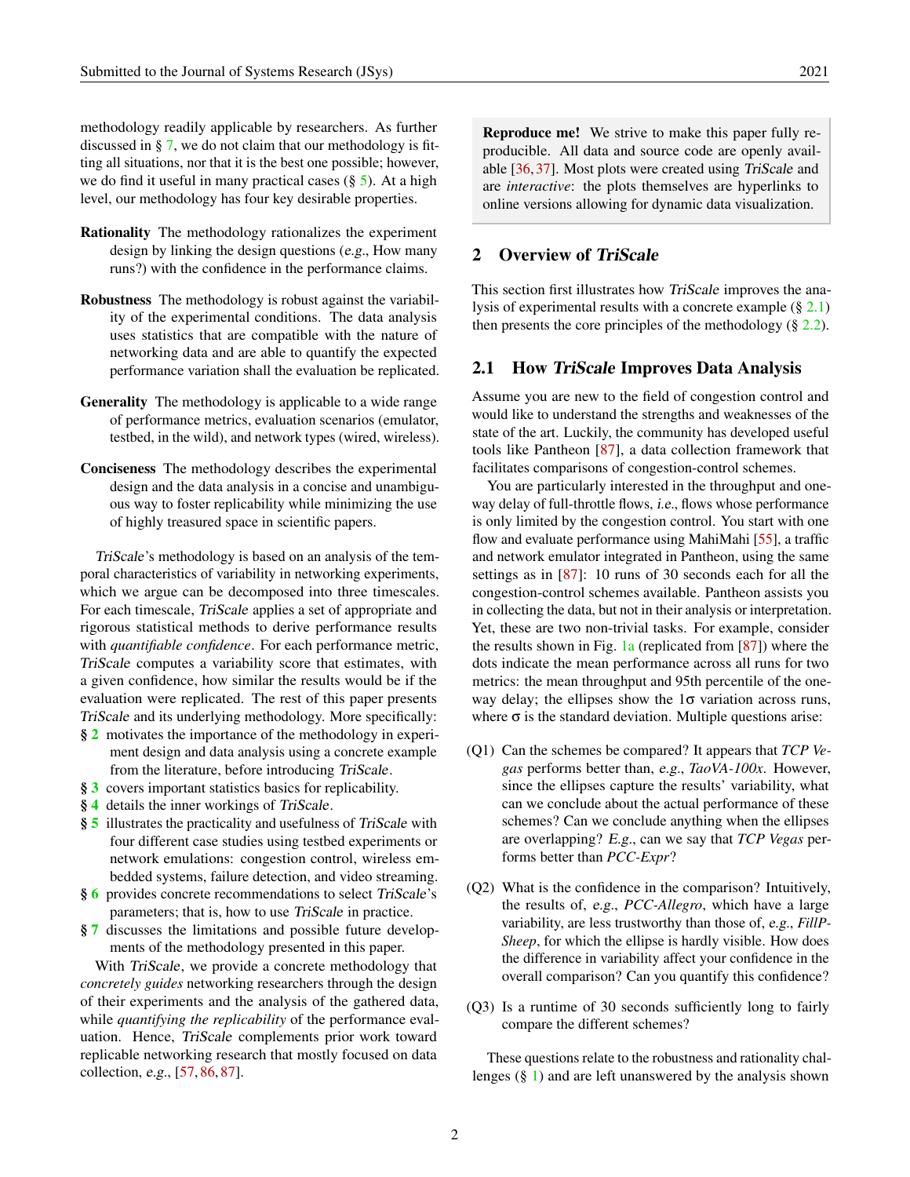methodology readily applicable by researchers. As further discussed in § 7, we do not claim that our methodology is fitting all situations, nor that it is the best one possible; however, we do find it useful in many practical cases (§ 5). At a high level, our methodology has four key desirable properties.

**Rationality** The methodology rationalizes the experiment design by linking the design questions (*e.g.*, How many runs?) with the confidence in the performance claims.

**Robustness** The methodology is robust against the variability of the experimental conditions. The data analysis uses statistics that are compatible with the nature of networking data and are able to quantify the expected performance variation shall the evaluation be replicated.

**Generality** The methodology is applicable to a wide range of performance metrics, evaluation scenarios (emulator, testbed, in the wild), and network types (wired, wireless).

**Conciseness** The methodology describes the experimental design and the data analysis in a concise and unambiguous way to foster replicability while minimizing the use of highly treasured space in scientific papers.

*TriScale*'s methodology is based on an analysis of the temporal characteristics of variability in networking experiments, which we argue can be decomposed into three timescales. For each timescale, *TriScale* applies a set of appropriate and rigorous statistical methods to derive performance results with *quantifiable confidence*. For each performance metric, *TriScale* computes a variability score that estimates, with a given confidence, how similar the results would be if the evaluation were replicated. The rest of this paper presents *TriScale* and its underlying methodology. More specifically:

- **§ 2** motivates the importance of the methodology in experiment design and data analysis using a concrete example from the literature, before introducing *TriScale*.
- **§ 3** covers important statistics basics for replicability.
- **§ 4** details the inner workings of *TriScale*.
- **§ 5** illustrates the practicality and usefulness of *TriScale* with four different case studies using testbed experiments or network emulations: congestion control, wireless embedded systems, failure detection, and video streaming.
- **§ 6** provides concrete recommendations to select *TriScale*'s parameters; that is, how to use *TriScale* in practice.
- **§ 7** discusses the limitations and possible future developments of the methodology presented in this paper.

With *TriScale*, we provide a concrete methodology that *concretely guides* networking researchers through the design of their experiments and the analysis of the gathered data, while *quantifying the replicability* of the performance evaluation. Hence, *TriScale* complements prior work toward replicable networking research that mostly focused on data collection, *e.g.*, [57, 86, 87].

> **Reproduce me!** We strive to make this paper fully reproducible. All data and source code are openly available [36, 37]. Most plots were created using *TriScale* and are *interactive*: the plots themselves are hyperlinks to online versions allowing for dynamic data visualization.

## 2 Overview of *TriScale*

This section first illustrates how *TriScale* improves the analysis of experimental results with a concrete example (§ 2.1) then presents the core principles of the methodology (§ 2.2).

### 2.1 How *TriScale* Improves Data Analysis

Assume you are new to the field of congestion control and would like to understand the strengths and weaknesses of the state of the art. Luckily, the community has developed useful tools like Pantheon [87], a data collection framework that facilitates comparisons of congestion-control schemes.

You are particularly interested in the throughput and one-way delay of full-throttle flows, *i.e.*, flows whose performance is only limited by the congestion control. You start with one flow and evaluate performance using MahiMahi [55], a traffic and network emulator integrated in Pantheon, using the same settings as in [87]: 10 runs of 30 seconds each for all the congestion-control schemes available. Pantheon assists you in collecting the data, but not in their analysis or interpretation. Yet, these are two non-trivial tasks. For example, consider the results shown in Fig. 1a (replicated from [87]) where the dots indicate the mean performance across all runs for two metrics: the mean throughput and 95th percentile of the one-way delay; the ellipses show the $1\sigma$ variation across runs, where $\sigma$ is the standard deviation. Multiple questions arise:

- (Q1) Can the schemes be compared? It appears that *TCP Vegas* performs better than, *e.g.*, *TaoVA-100x*. However, since the ellipses capture the results' variability, what can we conclude about the actual performance of these schemes? Can we conclude anything when the ellipses are overlapping? *E.g.*, can we say that *TCP Vegas* performs better than *PCC-Expr*?
- (Q2) What is the confidence in the comparison? Intuitively, the results of, *e.g.*, *PCC-Allegro*, which have a large variability, are less trustworthy than those of, *e.g.*, *FillP-Sheep*, for which the ellipse is hardly visible. How does the difference in variability affect your confidence in the overall comparison? Can you quantify this confidence?
- (Q3) Is a runtime of 30 seconds sufficiently long to fairly compare the different schemes?

These questions relate to the robustness and rationality challenges (§ 1) and are left unanswered by the analysis shown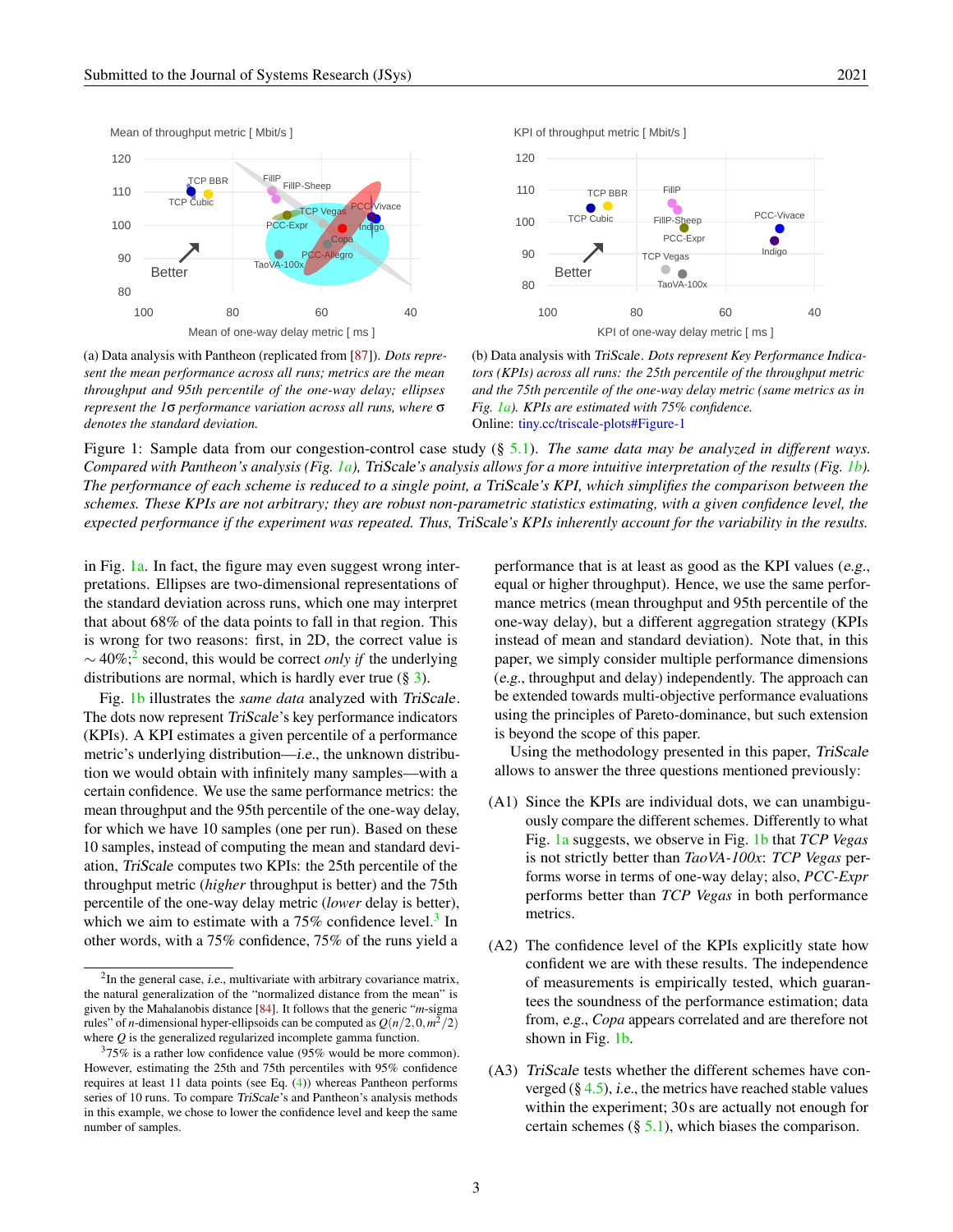(a) Data analysis with Pantheon (replicated from [87]). *Dots represent the mean performance across all runs; metrics are the mean throughput and 95th percentile of the one-way delay; ellipses represent the 1σ performance variation across all runs, where σ denotes the standard deviation.*

(b) Data analysis with *TriScale*. *Dots represent Key Performance Indicators (KPIs) across all runs: the 25th percentile of the throughput metric and the 75th percentile of the one-way delay metric (same metrics as in Fig. 1a). KPIs are estimated with 75% confidence.*
Online: tiny.cc/triscale-plots#Figure-1

Figure 1: Sample data from our congestion-control case study (§ 5.1). *The same data may be analyzed in different ways. Compared with Pantheon's analysis (Fig. 1a), TriScale's analysis allows for a more intuitive interpretation of the results (Fig. 1b). The performance of each scheme is reduced to a single point, a TriScale's KPI, which simplifies the comparison between the schemes. These KPIs are not arbitrary; they are robust non-parametric statistics estimating, with a given confidence level, the expected performance if the experiment was repeated. Thus, TriScale's KPIs inherently account for the variability in the results.*

in Fig. 1a. In fact, the figure may even suggest wrong interpretations. Ellipses are two-dimensional representations of the standard deviation across runs, which one may interpret that about 68% of the data points to fall in that region. This is wrong for two reasons: first, in 2D, the correct value is ∼ 40%;[2] second, this would be correct *only if* the underlying distributions are normal, which is hardly ever true (§ 3).

Fig. 1b illustrates the *same data* analyzed with *TriScale*. The dots now represent *TriScale*'s key performance indicators (KPIs). A KPI estimates a given percentile of a performance metric's underlying distribution—*i.e.* the unknown distribution we would obtain with infinitely many samples—with a certain confidence. We use the same performance metrics: the mean throughput and the 95th percentile of the one-way delay, for which we have 10 samples (one per run). Based on these 10 samples, instead of computing the mean and standard deviation, *TriScale* computes two KPIs: the 25th percentile of the throughput metric (*higher* throughput is better) and the 75th percentile of the one-way delay metric (*lower* delay is better), which we aim to estimate with a 75% confidence level.[3] In other words, with a 75% confidence, 75% of the runs yield a performance that is at least as good as the KPI values (*e.g.*, equal or higher throughput). Hence, we use the same performance metrics (mean throughput and 95th percentile of the one-way delay), but a different aggregation strategy (KPIs instead of mean and standard deviation). Note that, in this paper, we simply consider multiple performance dimensions (*e.g.*, throughput and delay) independently. The approach can be extended towards multi-objective performance evaluations using the principles of Pareto-dominance, but such extension is beyond the scope of this paper.

Using the methodology presented in this paper, *TriScale* allows to answer the three questions mentioned previously:

(A1) Since the KPIs are individual dots, we can unambiguously compare the different schemes. Differently to what Fig. 1a suggests, we observe in Fig. 1b that *TCP Vegas* is not strictly better than *TaoVA-100x*: *TCP Vegas* performs worse in terms of one-way delay; also, *PCC-Expr* performs better than *TCP Vegas* in both performance metrics.

(A2) The confidence level of the KPIs explicitly state how confident we are with these results. The independence of measurements is empirically tested, which guarantees the soundness of the performance estimation; data from, *e.g.*, *Copa* appears correlated and are therefore not shown in Fig. 1b.

(A3) *TriScale* tests whether the different schemes have converged (§ 4.5), *i.e.*, the metrics have reached stable values within the experiment; 30 s are actually not enough for certain schemes (§ 5.1), which biases the comparison.

---

[2] In the general case, *i.e.*, multivariate with arbitrary covariance matrix, the natural generalization of the "normalized distance from the mean" is given by the Mahalanobis distance [84]. It follows that the generic "$m$-sigma rules" of $n$-dimensional hyper-ellipsoids can be computed as $Q(n/2, 0, m^2/2)$ where $Q$ is the generalized regularized incomplete gamma function.

[3] 75% is a rather low confidence value (95% would be more common). However, estimating the 25th and 75th percentiles with 95% confidence requires at least 11 data points (see Eq. (4)) whereas Pantheon performs series of 10 runs. To compare *TriScale*'s and Pantheon's analysis methods in this example, we chose to lower the confidence level and keep the same number of samples.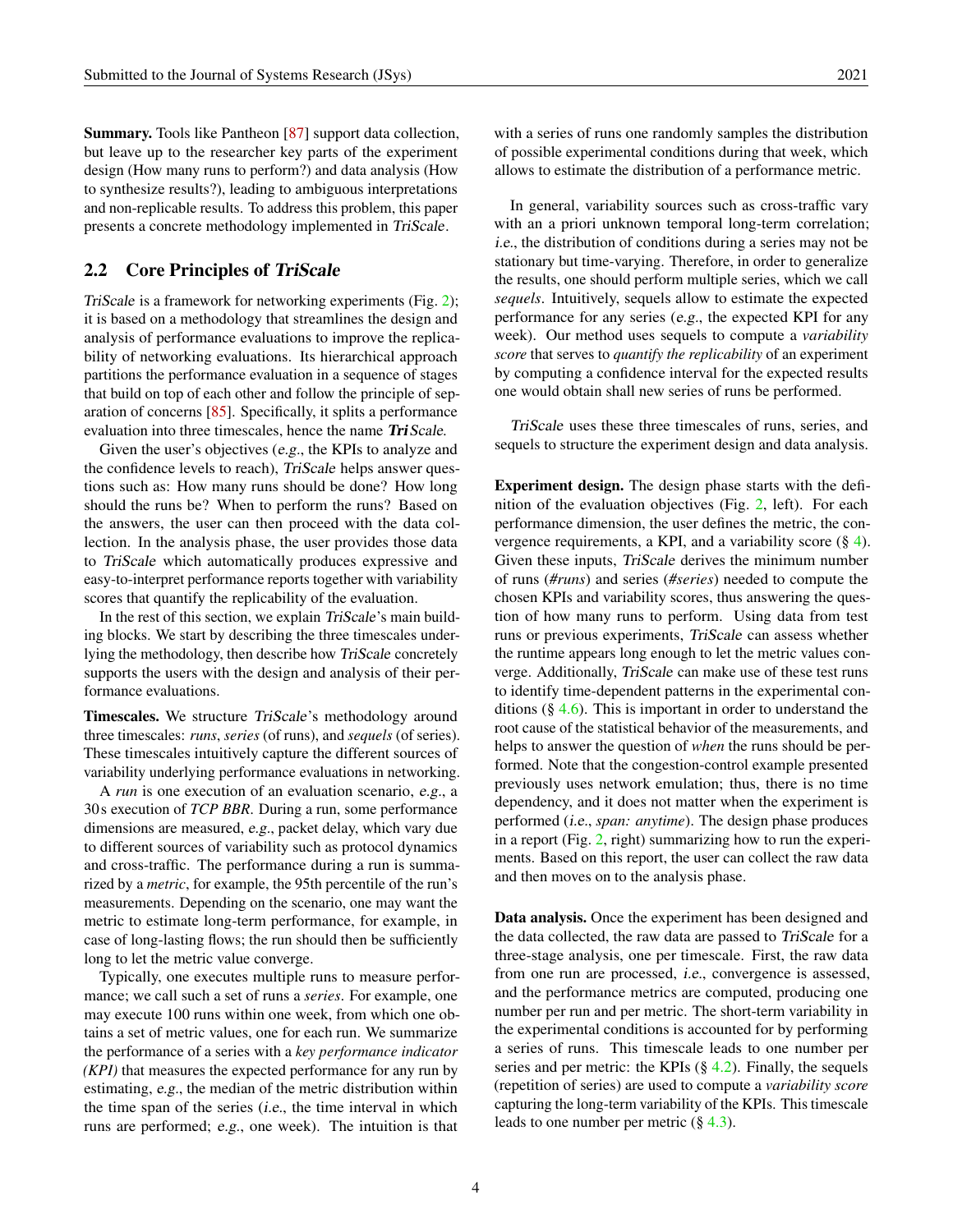**Summary.** Tools like Pantheon [87] support data collection, but leave up to the researcher key parts of the experiment design (How many runs to perform?) and data analysis (How to synthesize results?), leading to ambiguous interpretations and non-replicable results. To address this problem, this paper presents a concrete methodology implemented in *TriScale*.

## 2.2 Core Principles of *TriScale*

*TriScale* is a framework for networking experiments (Fig. 2); it is based on a methodology that streamlines the design and analysis of performance evaluations to improve the replicability of networking evaluations. Its hierarchical approach partitions the performance evaluation in a sequence of stages that build on top of each other and follow the principle of separation of concerns [85]. Specifically, it splits a performance evaluation into three timescales, hence the name ***Tri****Scale*.

Given the user's objectives (*e.g.*, the KPIs to analyze and the confidence levels to reach), *TriScale* helps answer questions such as: How many runs should be done? How long should the runs be? When to perform the runs? Based on the answers, the user can then proceed with the data collection. In the analysis phase, the user provides those data to *TriScale* which automatically produces expressive and easy-to-interpret performance reports together with variability scores that quantify the replicability of the evaluation.

In the rest of this section, we explain *TriScale*'s main building blocks. We start by describing the three timescales underlying the methodology, then describe how *TriScale* concretely supports the users with the design and analysis of their performance evaluations.

**Timescales.** We structure *TriScale*'s methodology around three timescales: *runs*, *series* (of runs), and *sequels* (of series). These timescales intuitively capture the different sources of variability underlying performance evaluations in networking.

A *run* is one execution of an evaluation scenario, *e.g.*, a 30 s execution of *TCP BBR*. During a run, some performance dimensions are measured, *e.g.*, packet delay, which vary due to different sources of variability such as protocol dynamics and cross-traffic. The performance during a run is summarized by a *metric*, for example, the 95th percentile of the run's measurements. Depending on the scenario, one may want the metric to estimate long-term performance, for example, in case of long-lasting flows; the run should then be sufficiently long to let the metric value converge.

Typically, one executes multiple runs to measure performance; we call such a set of runs a *series*. For example, one may execute 100 runs within one week, from which one obtains a set of metric values, one for each run. We summarize the performance of a series with a *key performance indicator (KPI)* that measures the expected performance for any run by estimating, *e.g.*, the median of the metric distribution within the time span of the series (*i.e.*, the time interval in which runs are performed; *e.g.*, one week). The intuition is that with a series of runs one randomly samples the distribution of possible experimental conditions during that week, which allows to estimate the distribution of a performance metric.

In general, variability sources such as cross-traffic vary with an a priori unknown temporal long-term correlation; *i.e.*, the distribution of conditions during a series may not be stationary but time-varying. Therefore, in order to generalize the results, one should perform multiple series, which we call *sequels*. Intuitively, sequels allow to estimate the expected performance for any series (*e.g.*, the expected KPI for any week). Our method uses sequels to compute a *variability score* that serves to *quantify the replicability* of an experiment by computing a confidence interval for the expected results one would obtain shall new series of runs be performed.

*TriScale* uses these three timescales of runs, series, and sequels to structure the experiment design and data analysis.

**Experiment design.** The design phase starts with the definition of the evaluation objectives (Fig. 2, left). For each performance dimension, the user defines the metric, the convergence requirements, a KPI, and a variability score (§ 4). Given these inputs, *TriScale* derives the minimum number of runs (*#runs*) and series (*#series*) needed to compute the chosen KPIs and variability scores, thus answering the question of how many runs to perform. Using data from test runs or previous experiments, *TriScale* can assess whether the runtime appears long enough to let the metric values converge. Additionally, *TriScale* can make use of these test runs to identify time-dependent patterns in the experimental conditions (§ 4.6). This is important in order to understand the root cause of the statistical behavior of the measurements, and helps to answer the question of *when* the runs should be performed. Note that the congestion-control example presented previously uses network emulation; thus, there is no time dependency, and it does not matter when the experiment is performed (*i.e.*, *span: anytime*). The design phase produces in a report (Fig. 2, right) summarizing how to run the experiments. Based on this report, the user can collect the raw data and then moves on to the analysis phase.

**Data analysis.** Once the experiment has been designed and the data collected, the raw data are passed to *TriScale* for a three-stage analysis, one per timescale. First, the raw data from one run are processed, *i.e.*, convergence is assessed, and the performance metrics are computed, producing one number per run and per metric. The short-term variability in the experimental conditions is accounted for by performing a series of runs. This timescale leads to one number per series and per metric: the KPIs (§ 4.2). Finally, the sequels (repetition of series) are used to compute a *variability score* capturing the long-term variability of the KPIs. This timescale leads to one number per metric (§ 4.3).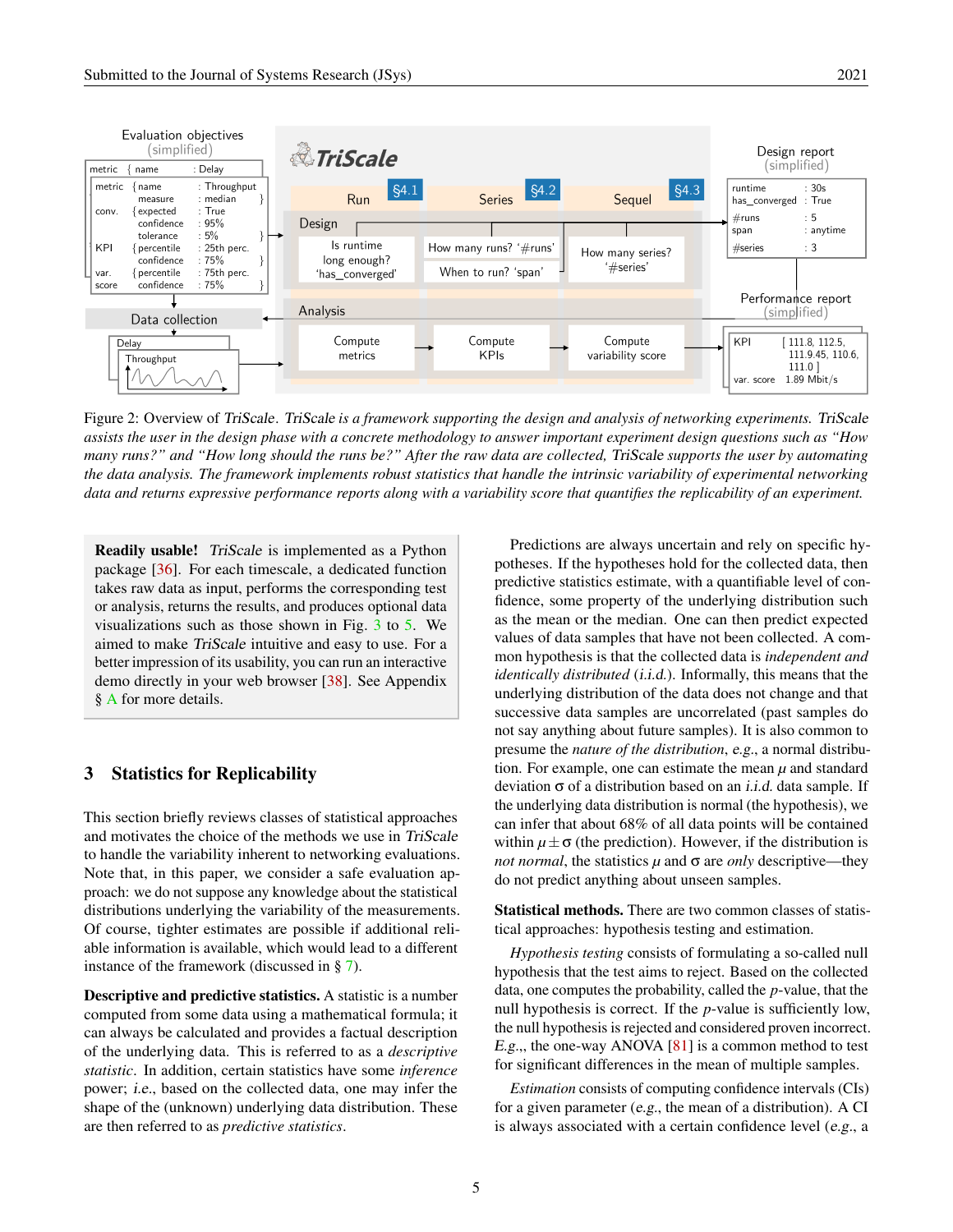Figure 2: Overview of *TriScale*. *TriScale is a framework supporting the design and analysis of networking experiments. TriScale assists the user in the design phase with a concrete methodology to answer important experiment design questions such as "How many runs?" and "How long should the runs be?" After the raw data are collected, TriScale supports the user by automating the data analysis. The framework implements robust statistics that handle the intrinsic variability of experimental networking data and returns expressive performance reports along with a variability score that quantifies the replicability of an experiment.*

**Readily usable!** *TriScale* is implemented as a Python package [36]. For each timescale, a dedicated function takes raw data as input, performs the corresponding test or analysis, returns the results, and produces optional data visualizations such as those shown in Fig. 3 to 5. We aimed to make *TriScale* intuitive and easy to use. For a better impression of its usability, you can run an interactive demo directly in your web browser [38]. See Appendix § A for more details.

## 3 Statistics for Replicability

This section briefly reviews classes of statistical approaches and motivates the choice of the methods we use in *TriScale* to handle the variability inherent to networking evaluations. Note that, in this paper, we consider a safe evaluation approach: we do not suppose any knowledge about the statistical distributions underlying the variability of the measurements. Of course, tighter estimates are possible if additional reliable information is available, which would lead to a different instance of the framework (discussed in § 7).

**Descriptive and predictive statistics.** A statistic is a number computed from some data using a mathematical formula; it can always be calculated and provides a factual description of the underlying data. This is referred to as a *descriptive statistic*. In addition, certain statistics have some *inference* power; *i.e.*, based on the collected data, one may infer the shape of the (unknown) underlying data distribution. These are then referred to as *predictive statistics*.

Predictions are always uncertain and rely on specific hypotheses. If the hypotheses hold for the collected data, then predictive statistics estimate, with a quantifiable level of confidence, some property of the underlying distribution such as the mean or the median. One can then predict expected values of data samples that have not been collected. A common hypothesis is that the collected data is *independent and identically distributed* (*i.i.d.*). Informally, this means that the underlying distribution of the data does not change and that successive data samples are uncorrelated (past samples do not say anything about future samples). It is also common to presume the *nature of the distribution*, *e.g.*, a normal distribution. For example, one can estimate the mean $\mu$ and standard deviation $\sigma$ of a distribution based on an *i.i.d.* data sample. If the underlying data distribution is normal (the hypothesis), we can infer that about 68% of all data points will be contained within $\mu \pm \sigma$ (the prediction). However, if the distribution is *not normal*, the statistics $\mu$ and $\sigma$ are *only* descriptive—they do not predict anything about unseen samples.

**Statistical methods.** There are two common classes of statistical approaches: hypothesis testing and estimation.

*Hypothesis testing* consists of formulating a so-called null hypothesis that the test aims to reject. Based on the collected data, one computes the probability, called the $p$-value, that the null hypothesis is correct. If the $p$-value is sufficiently low, the null hypothesis is rejected and considered proven incorrect. *E.g.*,, the one-way ANOVA [81] is a common method to test for significant differences in the mean of multiple samples.

*Estimation* consists of computing confidence intervals (CIs) for a given parameter (*e.g.*, the mean of a distribution). A CI is always associated with a certain confidence level (*e.g.*, a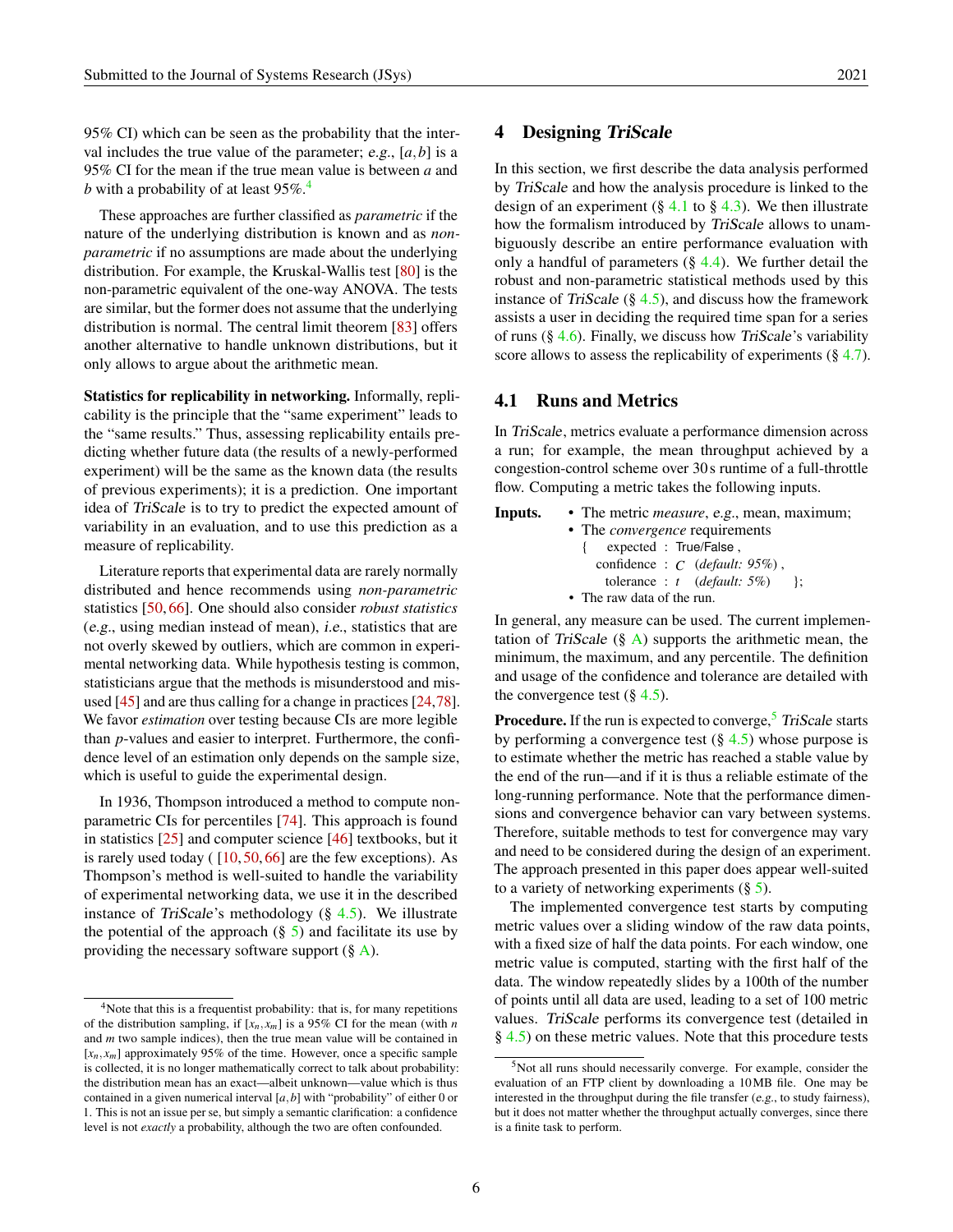95% CI) which can be seen as the probability that the interval includes the true value of the parameter; *e.g.*, $[a,b]$ is a 95% CI for the mean if the true mean value is between $a$ and $b$ with a probability of at least 95%.[4]

These approaches are further classified as *parametric* if the nature of the underlying distribution is known and as *non-parametric* if no assumptions are made about the underlying distribution. For example, the Kruskal-Wallis test [80] is the non-parametric equivalent of the one-way ANOVA. The tests are similar, but the former does not assume that the underlying distribution is normal. The central limit theorem [83] offers another alternative to handle unknown distributions, but it only allows to argue about the arithmetic mean.

**Statistics for replicability in networking.** Informally, replicability is the principle that the "same experiment" leads to the "same results." Thus, assessing replicability entails predicting whether future data (the results of a newly-performed experiment) will be the same as the known data (the results of previous experiments); it is a prediction. One important idea of *TriScale* is to try to predict the expected amount of variability in an evaluation, and to use this prediction as a measure of replicability.

Literature reports that experimental data are rarely normally distributed and hence recommends using *non-parametric* statistics [50, 66]. One should also consider *robust statistics* (*e.g.*, using median instead of mean), *i.e.*, statistics that are not overly skewed by outliers, which are common in experimental networking data. While hypothesis testing is common, statisticians argue that the methods is misunderstood and misused [45] and are thus calling for a change in practices [24, 78]. We favor *estimation* over testing because CIs are more legible than $p$-values and easier to interpret. Furthermore, the confidence level of an estimation only depends on the sample size, which is useful to guide the experimental design.

In 1936, Thompson introduced a method to compute non-parametric CIs for percentiles [74]. This approach is found in statistics [25] and computer science [46] textbooks, but it is rarely used today ( [10, 50, 66] are the few exceptions). As Thompson's method is well-suited to handle the variability of experimental networking data, we use it in the described instance of *TriScale*'s methodology (§ 4.5). We illustrate the potential of the approach (§ 5) and facilitate its use by providing the necessary software support (§ A).

[4] Note that this is a frequentist probability: that is, for many repetitions of the distribution sampling, if $[x_n, x_m]$ is a 95% CI for the mean (with $n$ and $m$ two sample indices), then the true mean value will be contained in $[x_n, x_m]$ approximately 95% of the time. However, once a specific sample is collected, it is no longer mathematically correct to talk about probability: the distribution mean has an exact—albeit unknown—value which is thus contained in a given numerical interval $[a,b]$ with "probability" of either 0 or 1. This is not an issue per se, but simply a semantic clarification: a confidence level is not *exactly* a probability, although the two are often confounded.

## 4 Designing *TriScale*

In this section, we first describe the data analysis performed by *TriScale* and how the analysis procedure is linked to the design of an experiment (§ 4.1 to § 4.3). We then illustrate how the formalism introduced by *TriScale* allows to unambiguously describe an entire performance evaluation with only a handful of parameters (§ 4.4). We further detail the robust and non-parametric statistical methods used by this instance of *TriScale* (§ 4.5), and discuss how the framework assists a user in deciding the required time span for a series of runs (§ 4.6). Finally, we discuss how *TriScale*'s variability score allows to assess the replicability of experiments (§ 4.7).

### 4.1 Runs and Metrics

In *TriScale*, metrics evaluate a performance dimension across a run; for example, the mean throughput achieved by a congestion-control scheme over 30 s runtime of a full-throttle flow. Computing a metric takes the following inputs.

**Inputs.**
- The metric *measure*, *e.g.*, mean, maximum;
- The *convergence* requirements
  { expected : True/False ,
  confidence : $C$ *(default: 95%)* ,
  tolerance : $t$ *(default: 5%)* };
- The raw data of the run.

In general, any measure can be used. The current implementation of *TriScale* (§ A) supports the arithmetic mean, the minimum, the maximum, and any percentile. The definition and usage of the confidence and tolerance are detailed with the convergence test (§ 4.5).

**Procedure.** If the run is expected to converge,[5] *TriScale* starts by performing a convergence test (§ 4.5) whose purpose is to estimate whether the metric has reached a stable value by the end of the run—and if it is thus a reliable estimate of the long-running performance. Note that the performance dimensions and convergence behavior can vary between systems. Therefore, suitable methods to test for convergence may vary and need to be considered during the design of an experiment. The approach presented in this paper does appear well-suited to a variety of networking experiments (§ 5).

The implemented convergence test starts by computing metric values over a sliding window of the raw data points, with a fixed size of half the data points. For each window, one metric value is computed, starting with the first half of the data. The window repeatedly slides by a 100th of the number of points until all data are used, leading to a set of 100 metric values. *TriScale* performs its convergence test (detailed in § 4.5) on these metric values. Note that this procedure tests

[5] Not all runs should necessarily converge. For example, consider the evaluation of an FTP client by downloading a 10 MB file. One may be interested in the throughput during the file transfer (*e.g.*, to study fairness), but it does not matter whether the throughput actually converges, since there is a finite task to perform.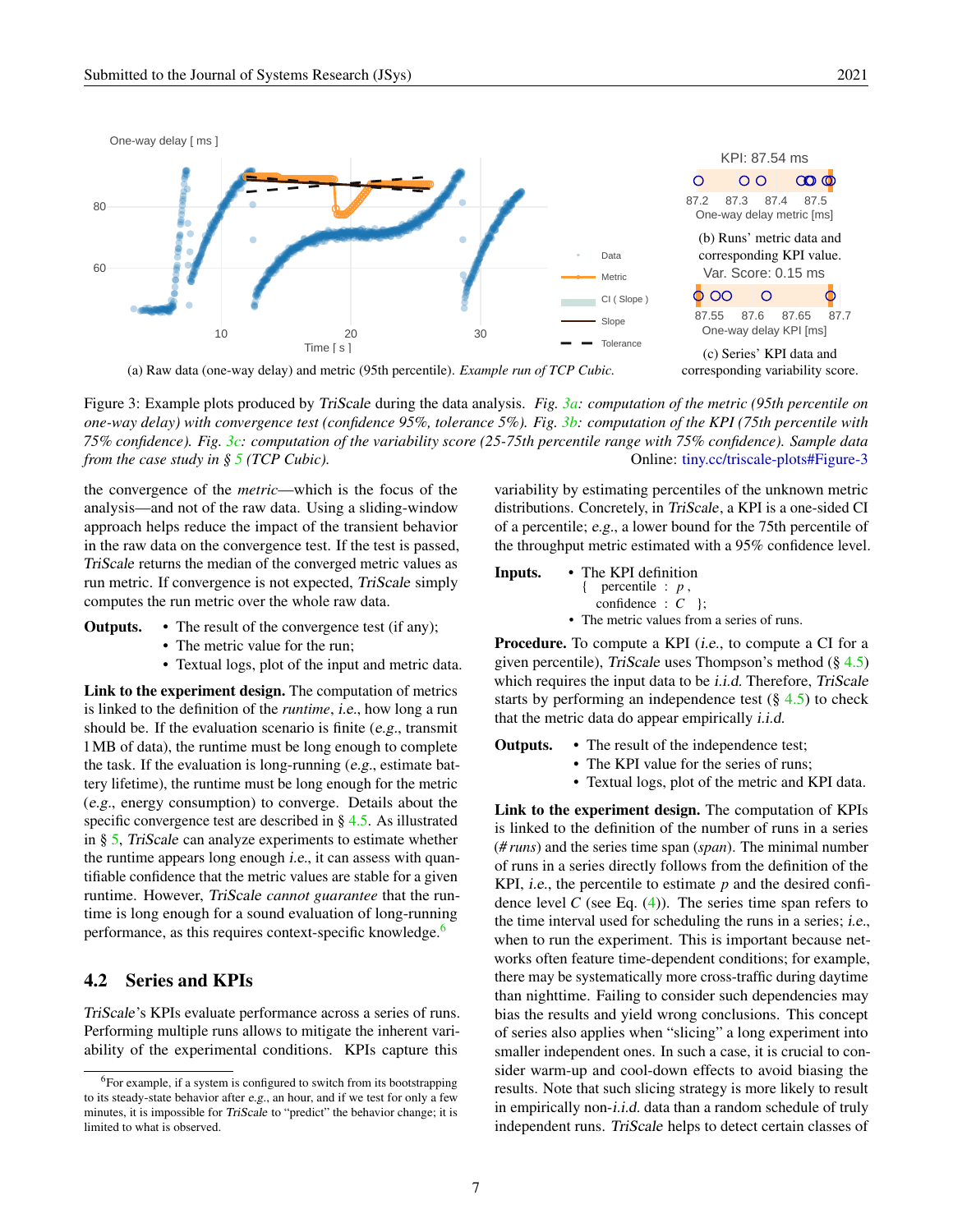(a) Raw data (one-way delay) and metric (95th percentile). *Example run of TCP Cubic.*

(b) Runs' metric data and corresponding KPI value.

(c) Series' KPI data and corresponding variability score.

Figure 3: Example plots produced by *TriScale* during the data analysis. *Fig. 3a: computation of the metric (95th percentile on one-way delay) with convergence test (confidence 95%, tolerance 5%). Fig. 3b: computation of the KPI (75th percentile with 75% confidence). Fig. 3c: computation of the variability score (25-75th percentile range with 75% confidence). Sample data from the case study in § 5 (TCP Cubic).* Online: tiny.cc/triscale-plots#Figure-3

the convergence of the *metric*—which is the focus of the analysis—and not of the raw data. Using a sliding-window approach helps reduce the impact of the transient behavior in the raw data on the convergence test. If the test is passed, *TriScale* returns the median of the converged metric values as run metric. If convergence is not expected, *TriScale* simply computes the run metric over the whole raw data.

**Outputs.**
- The result of the convergence test (if any);
- The metric value for the run;
- Textual logs, plot of the input and metric data.

**Link to the experiment design.** The computation of metrics is linked to the definition of the *runtime*, *i.e.*, how long a run should be. If the evaluation scenario is finite (*e.g.*, transmit 1 MB of data), the runtime must be long enough to complete the task. If the evaluation is long-running (*e.g.*, estimate battery lifetime), the runtime must be long for the metric (*e.g.*, energy consumption) to converge. Details about the specific convergence test are described in § 4.5. As illustrated in § 5, *TriScale* can analyze experiments to estimate whether the runtime appears long enough *i.e.*, it can assess with quantifiable confidence that the metric values are stable for a given runtime. However, *TriScale cannot guarantee* that the runtime is long enough for a sound evaluation of long-running performance, as this requires context-specific knowledge.[6]

## 4.2 Series and KPIs

*TriScale*'s KPIs evaluate performance across a series of runs. Performing multiple runs allows to mitigate the inherent variability of the experimental conditions. KPIs capture this variability by estimating percentiles of the unknown metric distributions. Concretely, in *TriScale*, a KPI is a one-sided CI of a percentile; *e.g.*, a lower bound for the 75th percentile of the throughput metric estimated with a 95% confidence level.

**Inputs.**
- The KPI definition
  `{ percentile : p , confidence : C };`
- The metric values from a series of runs.

**Procedure.** To compute a KPI (*i.e.*, to compute a CI for a given percentile), *TriScale* uses Thompson's method (§ 4.5) which requires the input data to be *i.i.d.* Therefore, *TriScale* starts by performing an independence test (§ 4.5) to check that the metric data do appear empirically *i.i.d.*

**Outputs.**
- The result of the independence test;
- The KPI value for the series of runs;
- Textual logs, plot of the metric and KPI data.

**Link to the experiment design.** The computation of KPIs is linked to the definition of the number of runs in a series (*# runs*) and the series time span (*span*). The minimal number of runs in a series directly follows from the definition of the KPI, *i.e.*, the percentile to estimate $p$ and the desired confidence level $C$ (see Eq. (4)). The series time span refers to the time interval used for scheduling the runs in a series; *i.e.*, when to run the experiment. This is important because networks often feature time-dependent conditions; for example, there may be systematically more cross-traffic during daytime than nighttime. Failing to consider such dependencies may bias the results and yield wrong conclusions. This concept of series also applies when "slicing" a long experiment into smaller independent ones. In such a case, it is crucial to consider warm-up and cool-down effects to avoid biasing the results. Note that such slicing strategy is more likely to result in empirically non-*i.i.d.* data than a random schedule of truly independent runs. *TriScale* helps to detect certain classes of

[6] For example, if a system is configured to switch from its bootstrapping to its steady-state behavior after *e.g.*, an hour, and if we test for only a few minutes, it is impossible for *TriScale* to "predict" the behavior change; it is limited to what is observed.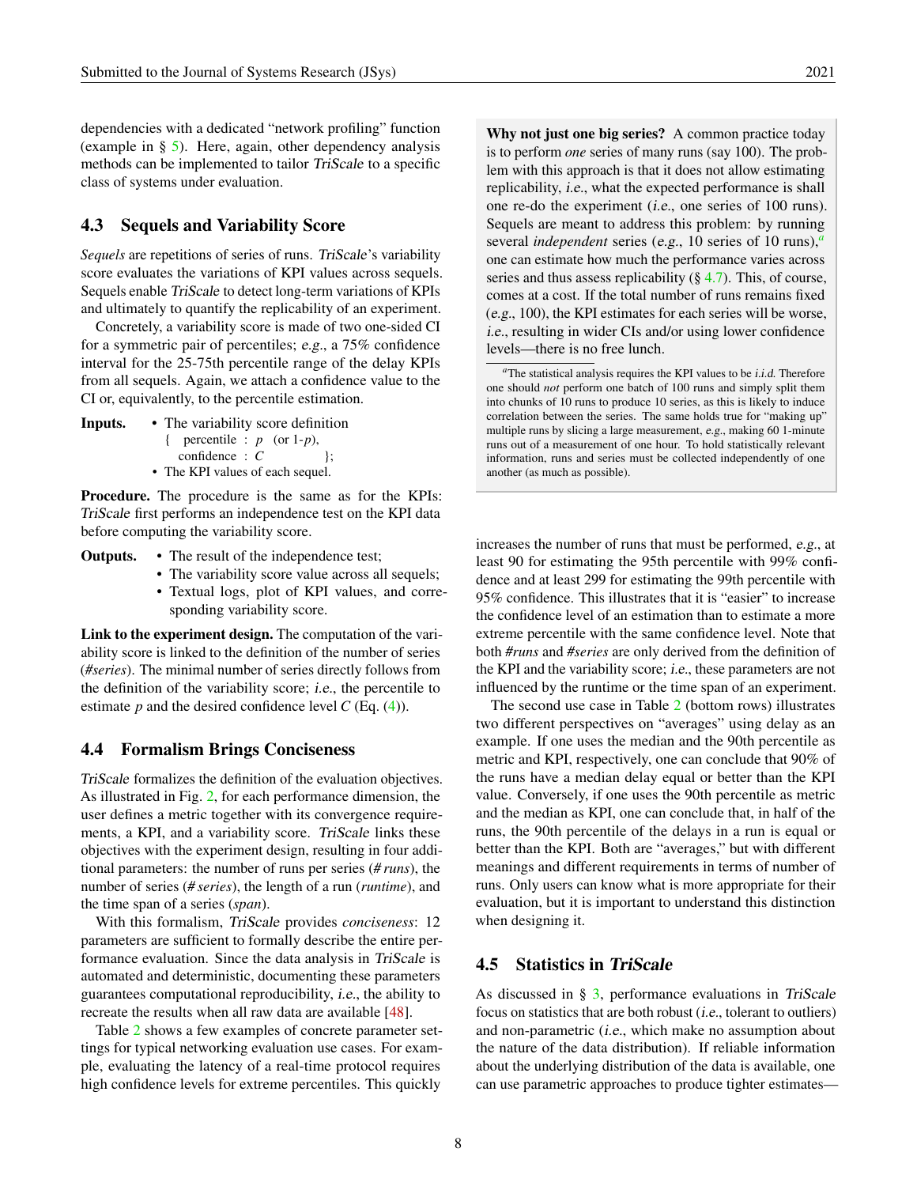dependencies with a dedicated "network profiling" function (example in § 5). Here, again, other dependency analysis methods can be implemented to tailor *TriScale* to a specific class of systems under evaluation.

### 4.3 Sequels and Variability Score

*Sequels* are repetitions of series of runs. *TriScale*'s variability score evaluates the variations of KPI values across sequels. Sequels enable *TriScale* to detect long-term variations of KPIs and ultimately to quantify the replicability of an experiment.

Concretely, a variability score is made of two one-sided CI for a symmetric pair of percentiles; *e.g.*, a 75% confidence interval for the 25-75th percentile range of the delay KPIs from all sequels. Again, we attach a confidence value to the CI or, equivalently, to the percentile estimation.

**Inputs.**
- The variability score definition
  { percentile : $p$ (or 1-$p$),
  confidence : $C$ };
- The KPI values of each sequel.

**Procedure.** The procedure is the same as for the KPIs: *TriScale* first performs an independence test on the KPI data before computing the variability score.

**Outputs.**
- The result of the independence test;
- The variability score value across all sequels;
- Textual logs, plot of KPI values, and corresponding variability score.

**Link to the experiment design.** The computation of the variability score is linked to the definition of the number of series (*#series*). The minimal number of series directly follows from the definition of the variability score; *i.e.*, the percentile to estimate $p$ and the desired confidence level $C$ (Eq. (4)).

### 4.4 Formalism Brings Conciseness

*TriScale* formalizes the definition of the evaluation objectives. As illustrated in Fig. 2, for each performance dimension, the user defines a metric together with its convergence requirements, a KPI, and a variability score. *TriScale* links these objectives with the experiment design, resulting in four additional parameters: the number of runs per series (*# runs*), the number of series (*# series*), the length of a run (*runtime*), and the time span of a series (*span*).

With this formalism, *TriScale* provides *conciseness*: 12 parameters are sufficient to formally describe the entire performance evaluation. Since the data analysis in *TriScale* is automated and deterministic, documenting these parameters guarantees computational reproducibility, *i.e.*, the ability to recreate the results when all raw data are available [48].

Table 2 shows a few examples of concrete parameter settings for typical networking evaluation use cases. For example, evaluating the latency of a real-time protocol requires high confidence levels for extreme percentiles. This quickly increases the number of runs that must be performed, *e.g.*, at least 90 for estimating the 95th percentile with 99% confidence and at least 299 for estimating the 99th percentile with 95% confidence. This illustrates that it is "easier" to increase the confidence level of an estimation than to estimate a more extreme percentile with the same confidence level. Note that both *#runs* and *#series* are only derived from the definition of the KPI and the variability score; *i.e.*, these parameters are not influenced by the runtime or the time span of an experiment.

The second use case in Table 2 (bottom rows) illustrates two different perspectives on "averages" using delay as an example. If one uses the median and the 90th percentile as metric and KPI, respectively, one can conclude that 90% of the runs have a median delay equal or better than the KPI value. Conversely, if one uses the 90th percentile as metric and the median as KPI, one can conclude that, in half of the runs, the 90th percentile of the delays in a run is equal or better than the KPI. Both are "averages," but with different meanings and different requirements in terms of number of runs. Only users can know what is more appropriate for their evaluation, but it is important to understand this distinction when designing it.

> **Why not just one big series?** A common practice today is to perform *one* series of many runs (say 100). The problem with this approach is that it does not allow estimating replicability, *i.e.*, what the expected performance is shall one re-do the experiment (*i.e.*, one series of 100 runs). Sequels are meant to address this problem: by running several *independent* series (*e.g.*, 10 series of 10 runs),[a] one can estimate how much the performance varies across series and thus assess replicability (§ 4.7). This, of course, comes at a cost. If the total number of runs remains fixed (*e.g.*, 100), the KPI estimates for each series will be worse, *i.e.*, resulting in wider CIs and/or using lower confidence levels—there is no free lunch.
>
> [a] The statistical analysis requires the KPI values to be *i.i.d.* Therefore one should *not* perform one batch of 100 runs and simply split them into chunks of 10 runs to produce 10 series, as this is likely to induce correlation between the series. The same holds true for "making up" multiple runs by slicing a large measurement, *e.g.*, making 60 1-minute runs out of a measurement of one hour. To hold statistically relevant information, runs and series must be collected independently of one another (as much as possible).

### 4.5 Statistics in *TriScale*

As discussed in § 3, performance evaluations in *TriScale* focus on statistics that are both robust (*i.e.*, tolerant to outliers) and non-parametric (*i.e.*, which make no assumption about the nature of the data distribution). If reliable information about the underlying distribution of the data is available, one can use parametric approaches to produce tighter estimates—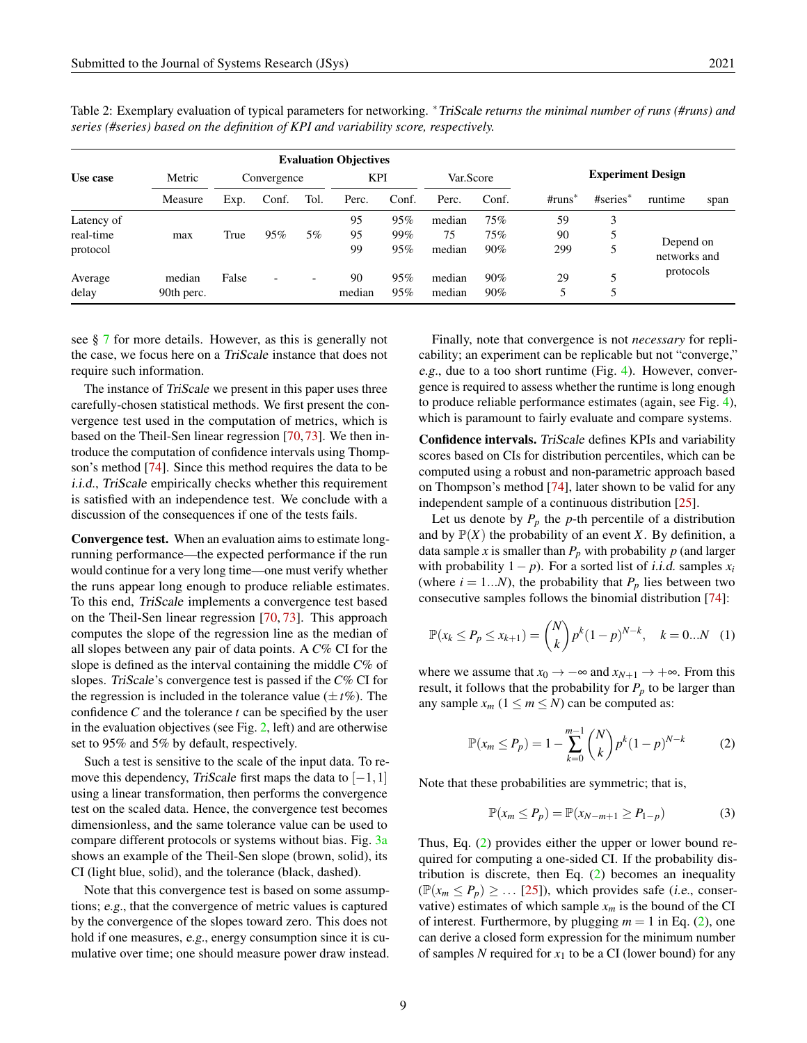Table 2: Exemplary evaluation of typical parameters for networking. [*] *TriScale returns the minimal number of runs (#runs) and series (#series) based on the definition of KPI and variability score, respectively.*

| Use case | Metric | Convergence | | | KPI | | Var.Score | | Experiment Design | | | |
|---|---|---|---|---|---|---|---|---|---|---|---|---|
| | Measure | Exp. | Conf. | Tol. | Perc. | Conf. | Perc. | Conf. | #runs* | #series* | runtime | span |
| Latency of | | | | | 95 | 95% | median | 75% | 59 | 3 | | |
| real-time | max | True | 95% | 5% | 95 | 99% | 75 | 75% | 90 | 5 | Depend on networks and protocols | |
| protocol | | | | | 99 | 95% | median | 90% | 299 | 5 | | |
| Average | median | False | - | - | 90 | 95% | median | 90% | 29 | 5 | | |
| delay | 90th perc. | | | | median | 95% | median | 90% | 5 | 5 | | |

see § 7 for more details. However, as this is generally not the case, we focus here on a *TriScale* instance that does not require such information.

The instance of *TriScale* we present in this paper uses three carefully-chosen statistical methods. We first present the convergence test used in the computation of metrics, which is based on the Theil-Sen linear regression [70, 73]. We then introduce the computation of confidence intervals using Thompson's method [74]. Since this method requires the data to be *i.i.d.*, *TriScale* empirically checks whether this requirement is satisfied with an independence test. We conclude with a discussion of the consequences if one of the tests fails.

**Convergence test.** When an evaluation aims to estimate long-running performance—the expected performance if the run would continue for a very long time—one must verify whether the runs appear long enough to produce reliable estimates. To this end, *TriScale* implements a convergence test based on the Theil-Sen linear regression [70, 73]. This approach computes the slope of the regression line as the median of all slopes between any pair of data points. A $C\%$ CI for the slope is defined as the interval containing the middle $C\%$ of slopes. *TriScale*'s convergence test is passed if the $C\%$ CI for the regression is included in the tolerance value ($\pm t\%$). The confidence $C$ and the tolerance $t$ can be specified by the user in the evaluation objectives (see Fig. 2, left) and are otherwise set to 95% and 5% by default, respectively.

Such a test is sensitive to the scale of the input data. To remove this dependency, *TriScale* first maps the data to $[-1, 1]$ using a linear transformation, then performs the convergence test on the scaled data. Hence, the convergence test becomes dimensionless, and the same tolerance value can be used to compare different protocols or systems without bias. Fig. 3a shows an example of the Theil-Sen slope (brown, solid), its CI (light blue, solid), and the tolerance (black, dashed).

Note that this convergence test is based on some assumptions; *e.g.*, that the convergence of metric values is captured by the convergence of the slopes toward zero. This does not hold if one measures, *e.g.*, energy consumption since it is cumulative over time; one should measure power draw instead.

Finally, note that convergence is not *necessary* for replicability; an experiment can be replicable but not "converge," *e.g.*, due to a too short runtime (Fig. 4). However, convergence is required to assess whether the runtime is long enough to produce reliable performance estimates (again, see Fig. 4), which is paramount to fairly evaluate and compare systems.

**Confidence intervals.** *TriScale* defines KPIs and variability scores based on CIs for distribution percentiles, which can be computed using a robust and non-parametric approach based on Thompson's method [74], later shown to be valid for any independent sample of a continuous distribution [25].

Let us denote by $P_p$ the $p$-th percentile of a distribution and by $\mathbb{P}(X)$ the probability of an event $X$. By definition, a data sample $x$ is smaller than $P_p$ with probability $p$ (and larger with probability $1-p$). For a sorted list of *i.i.d.* samples $x_i$ (where $i = 1...N$), the probability that $P_p$ lies between two consecutive samples follows the binomial distribution [74]:

$$\mathbb{P}(x_k \leq P_p \leq x_{k+1}) = \binom{N}{k} p^k (1-p)^{N-k}, \quad k = 0...N \quad (1)$$

where we assume that $x_0 \to -\infty$ and $x_{N+1} \to +\infty$. From this result, it follows that the probability for $P_p$ to be larger than any sample $x_m$ ($1 \leq m \leq N$) can be computed as:

$$\mathbb{P}(x_m \leq P_p) = 1 - \sum_{k=0}^{m-1} \binom{N}{k} p^k (1-p)^{N-k} \quad (2)$$

Note that these probabilities are symmetric; that is,

$$\mathbb{P}(x_m \leq P_p) = \mathbb{P}(x_{N-m+1} \geq P_{1-p}) \quad (3)$$

Thus, Eq. (2) provides either the upper or lower bound required for computing a one-sided CI. If the probability distribution is discrete, then Eq. (2) becomes an inequality ($\mathbb{P}(x_m \leq P_p) \geq \dots$ [25]), which provides safe (*i.e.*, conservative) estimates of which sample $x_m$ is the bound of the CI of interest. Furthermore, by plugging $m = 1$ in Eq. (2), one can derive a closed form expression for the minimum number of samples $N$ required for $x_1$ to be a CI (lower bound) for any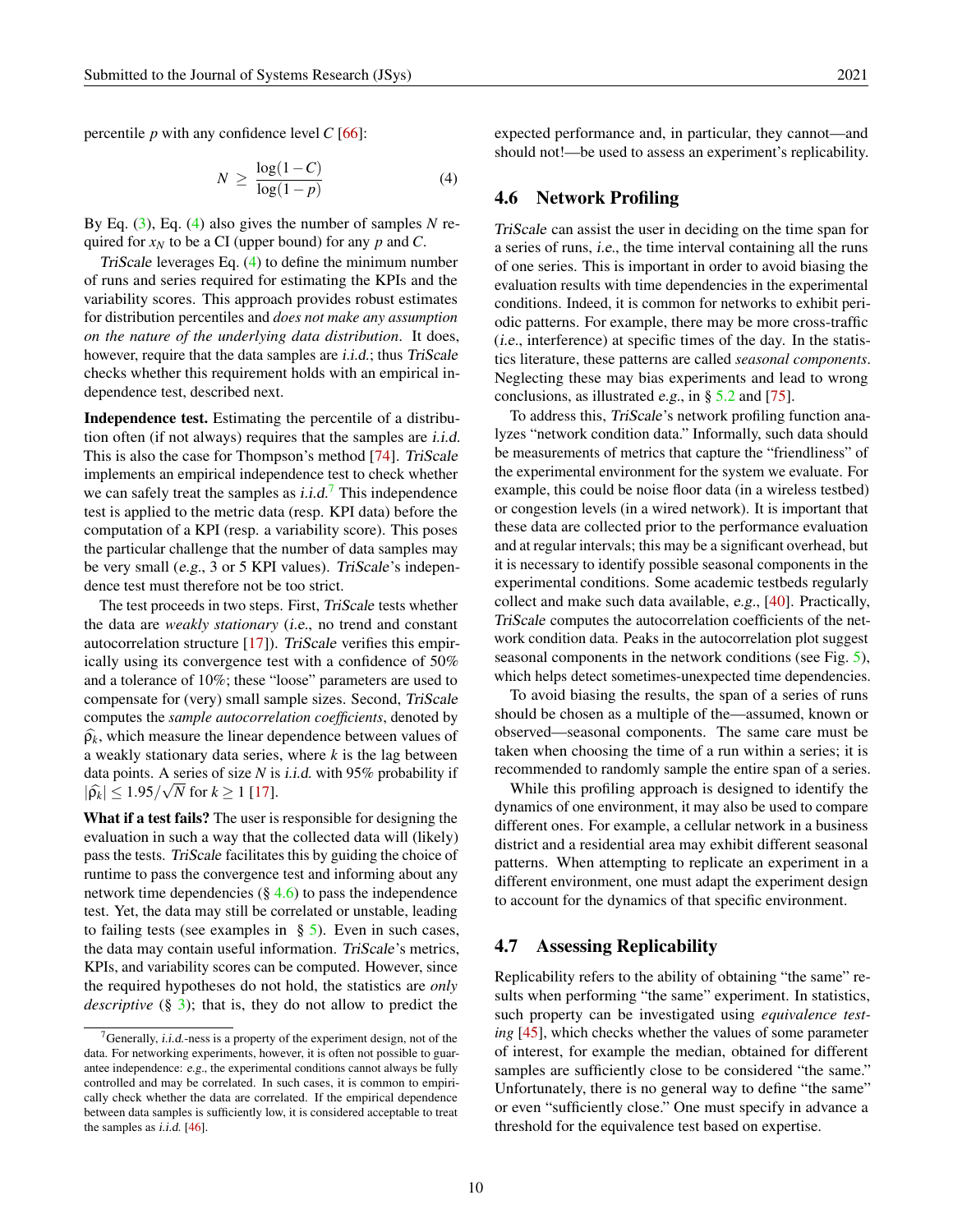percentile $p$ with any confidence level $C$ [66]:

$$N \geq \frac{\log(1-C)}{\log(1-p)} \tag{4}$$

By Eq. (3), Eq. (4) also gives the number of samples $N$ required for $x_N$ to be a CI (upper bound) for any $p$ and $C$.

*TriScale* leverages Eq. (4) to define the minimum number of runs and series required for estimating the KPIs and the variability scores. This approach provides robust estimates for distribution percentiles and *does not make any assumption on the nature of the underlying data distribution*. It does, however, require that the data samples are *i.i.d.*; thus *TriScale* checks whether this requirement holds with an empirical independence test, described next.

**Independence test.** Estimating the percentile of a distribution often (if not always) requires that the samples are *i.i.d.* This is also the case for Thompson's method [74]. *TriScale* implements an empirical independence test to check whether we can safely treat the samples as *i.i.d.*[7] This independence test is applied to the metric data (resp. KPI data) before the computation of a KPI (resp. a variability score). This poses the particular challenge that the number of data samples may be very small (*e.g.*, 3 or 5 KPI values). *TriScale*'s independence test must therefore not be too strict.

The test proceeds in two steps. First, *TriScale* tests whether the data are *weakly stationary* (*i.e.*, no trend and constant autocorrelation structure [17]). *TriScale* verifies this empirically using its convergence test with a confidence of 50% and a tolerance of 10%; these "loose" parameters are used to compensate for (very) small sample sizes. Second, *TriScale* computes the *sample autocorrelation coefficients*, denoted by $\widehat{\rho}_k$, which measure the linear dependence between values of a weakly stationary data series, where $k$ is the lag between data points. A series of size $N$ is *i.i.d.* with 95% probability if $|\widehat{\rho}_k| \leq 1.95/\sqrt{N}$ for $k \geq 1$ [17].

**What if a test fails?** The user is responsible for designing the evaluation in such a way that the collected data will (likely) pass the tests. *TriScale* facilitates this by guiding the choice of runtime to pass the convergence test and informing about any network time dependencies (§ 4.6) to pass the independence test. Yet, the data may still be correlated or unstable, leading to failing tests (see examples in § 5). Even in such cases, the data may contain useful information. *TriScale*'s metrics, KPIs, and variability scores can be computed. However, since the required hypotheses do not hold, the statistics are *only descriptive* (§ 3); that is, they do not allow to predict the expected performance and, in particular, they cannot—and should not!—be used to assess an experiment's replicability.

[7] Generally, *i.i.d.*-ness is a property of the experiment design, not of the data. For networking experiments, however, it is often not possible to guarantee independence: *e.g.*, the experimental conditions cannot always be fully controlled and may be correlated. In such cases, it is common to empirically check whether the data are correlated. If the empirical dependence between data samples is sufficiently low, it is considered acceptable to treat the samples as *i.i.d.* [46].

## 4.6 Network Profiling

*TriScale* can assist the user in deciding on the time span for a series of runs, *i.e.*, the time interval containing all the runs of one series. This is important in order to avoid biasing the evaluation results with time dependencies in the experimental conditions. Indeed, it is common for networks to exhibit periodic patterns. For example, there may be more cross-traffic (*i.e.*, interference) at specific times of the day. In the statistics literature, these patterns are called *seasonal components*. Neglecting these may bias experiments and lead to wrong conclusions, as illustrated *e.g.*, in § 5.2 and [75].

To address this, *TriScale*'s network profiling function analyzes "network condition data." Informally, such data should be measurements of metrics that capture the "friendliness" of the experimental environment for the system we evaluate. For example, this could be noise floor data (in a wireless testbed) or congestion levels (in a wired network). It is important that these data are collected prior to the performance evaluation and at regular intervals; this may be a significant overhead, but it is necessary to identify possible seasonal components in the experimental conditions. Some academic testbeds regularly collect and make such data available, *e.g.*, [40]. Practically, *TriScale* computes the autocorrelation coefficients of the network condition data. Peaks in the autocorrelation plot suggest seasonal components in the network conditions (see Fig. 5), which helps detect sometimes-unexpected time dependencies.

To avoid biasing the results, the span of a series of runs should be chosen as a multiple of the—assumed, known or observed—seasonal components. The same care must be taken when choosing the time of a run within a series; it is recommended to randomly sample the entire span of a series.

While this profiling approach is designed to identify the dynamics of one environment, it may also be used to compare different ones. For example, a cellular network in a business district and a residential area may exhibit different seasonal patterns. When attempting to replicate an experiment in a different environment, one must adapt the experiment design to account for the dynamics of that specific environment.

## 4.7 Assessing Replicability

Replicability refers to the ability of obtaining "the same" results when performing "the same" experiment. In statistics, such property can be investigated using *equivalence testing* [45], which checks whether the values of some parameter of interest, for example the median, obtained for different samples are sufficiently close to be considered "the same." Unfortunately, there is no general way to define "the same" or even "sufficiently close." One must specify in advance a threshold for the equivalence test based on expertise.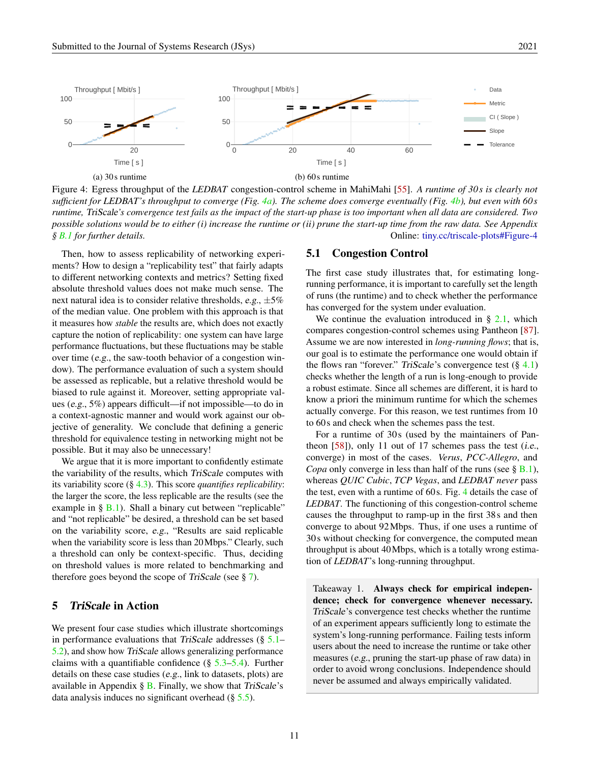(a) 30 s runtime

(b) 60 s runtime

Figure 4: Egress throughput of the *LEDBAT* congestion-control scheme in MahiMahi [55]. *A runtime of 30 s is clearly not sufficient for LEDBAT's throughput to converge (Fig. 4a). The scheme does converge eventually (Fig. 4b), but even with 60 s runtime, TriScale's convergence test fails as the impact of the start-up phase is too important when all data are considered. Two possible solutions would be to either (i) increase the runtime or (ii) prune the start-up time from the raw data. See Appendix § B.1 for further details.* Online: tiny.cc/triscale-plots#Figure-4

Then, how to assess replicability of networking experiments? How to design a "replicability test" that fairly adapts to different networking contexts and metrics? Setting fixed absolute threshold values does not make much sense. The next natural idea is to consider relative thresholds, *e.g.*, ±5% of the median value. One problem with this approach is that it measures how *stable* the results are, which does not exactly capture the notion of replicability: one system can have large performance fluctuations, but these fluctuations may be stable over time (*e.g.*, the saw-tooth behavior of a congestion window). The performance evaluation of such a system should be assessed as replicable, but a relative threshold would be biased to rule against it. Moreover, setting appropriate values (*e.g.*, 5%) appears difficult—if not impossible—to do in a context-agnostic manner and would work against our objective of generality. We conclude that defining a generic threshold for equivalence testing in networking might not be possible. But it may also be unnecessary!

We argue that it is more important to confidently estimate the variability of the results, which *TriScale* computes with its variability score (§ 4.3). This score *quantifies replicability*: the larger the score, the less replicable are the results (see the example in § B.1). Shall a binary cut between "replicable" and "not replicable" be desired, a threshold can be set based on the variability score, *e.g.*, "Results are said replicable when the variability score is less than 20 Mbps." Clearly, such a threshold can only be context-specific. Thus, deciding on threshold values is more related to benchmarking and therefore goes beyond the scope of *TriScale* (see § 7).

## 5 *TriScale* in Action

We present four case studies which illustrate shortcomings in performance evaluations that *TriScale* addresses (§ 5.1–5.2), and show how *TriScale* allows generalizing performance claims with a quantifiable confidence (§ 5.3–5.4). Further details on these case studies (*e.g.*, link to datasets, plots) are available in Appendix § B. Finally, we show that *TriScale*'s data analysis induces no significant overhead (§ 5.5).

### 5.1 Congestion Control

The first case study illustrates that, for estimating long-running performance, it is important to carefully set the length of runs (the runtime) and to check whether the performance has converged for the system under evaluation.

We continue the evaluation introduced in § 2.1, which compares congestion-control schemes using Pantheon [87]. Assume we are now interested in *long-running flows*; that is, our goal is to estimate the performance one would obtain if the flows ran "forever." *TriScale*'s convergence test (§ 4.1) checks whether the length of a run is long-enough to provide a robust estimate. Since all schemes are different, it is hard to know a priori the minimum runtime for which the schemes actually converge. For this reason, we test runtimes from 10 to 60 s and check when the schemes pass the test.

For a runtime of 30 s (used by the maintainers of Pantheon [58]), only 11 out of 17 schemes pass the test (*i.e.*, converge) in most of the cases. *Verus*, *PCC-Allegro*, and *Copa* only converge in less than half of the runs (see § B.1), whereas *QUIC Cubic*, *TCP Vegas*, and *LEDBAT never* pass the test, even with a runtime of 60 s. Fig. 4 details the case of *LEDBAT*. The functioning of this congestion-control scheme causes the throughput to ramp-up in the first 38 s and then converge to about 92 Mbps. Thus, if one uses a runtime of 30 s without checking for convergence, the computed mean throughput is about 40 Mbps, which is a totally wrong estimation of *LEDBAT*'s long-running throughput.

> Takeaway 1. **Always check for empirical independence; check for convergence whenever necessary.** *TriScale*'s convergence test checks whether the runtime of an experiment appears sufficiently long to estimate the system's long-running performance. Failing tests inform users about the need to increase the runtime or take other measures (*e.g.*, pruning the start-up phase of raw data) in order to avoid wrong conclusions. Independence should never be assumed and always empirically validated.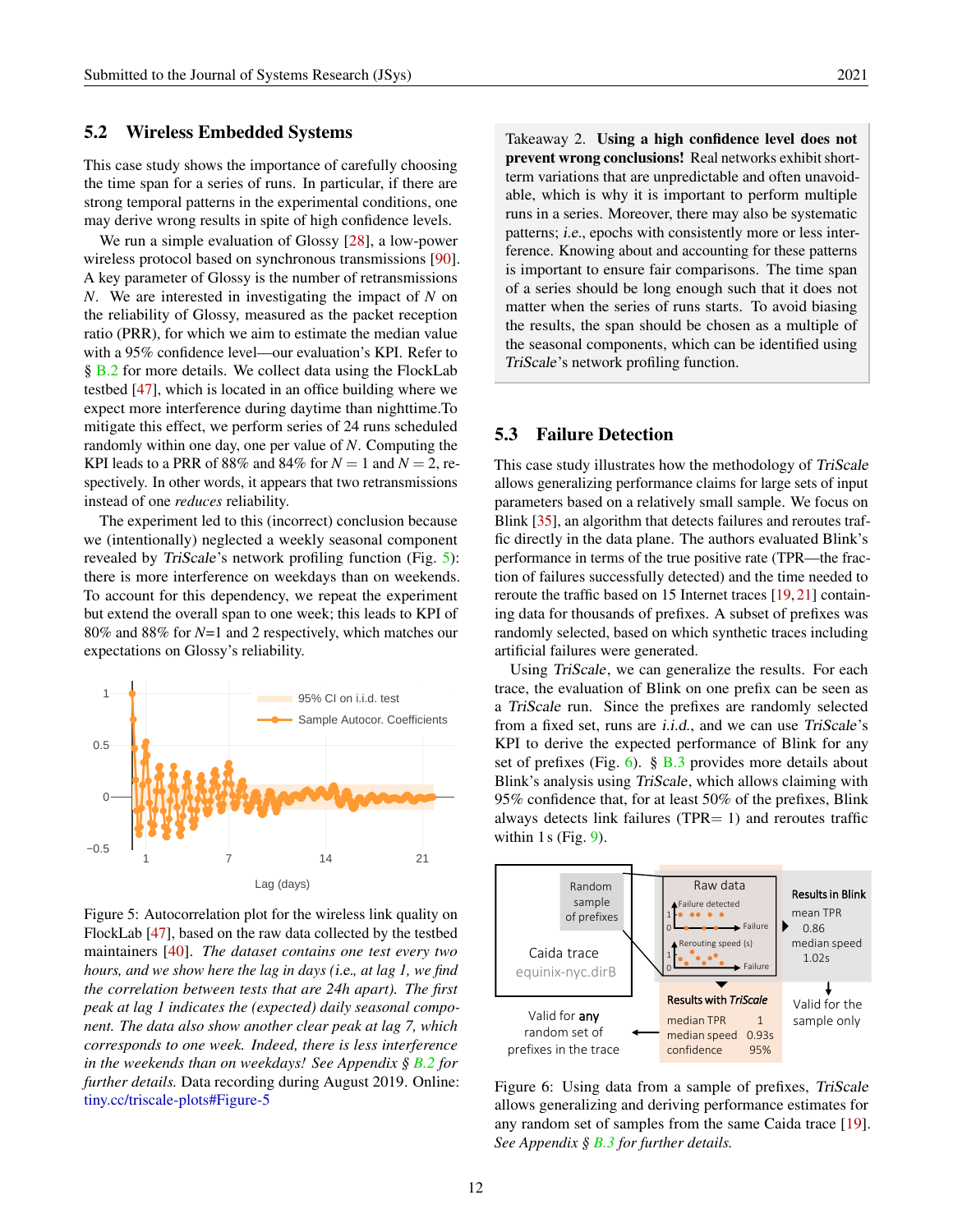## 5.2 Wireless Embedded Systems

This case study shows the importance of carefully choosing the time span for a series of runs. In particular, if there are strong temporal patterns in the experimental conditions, one may derive wrong results in spite of high confidence levels.

We run a simple evaluation of Glossy [28], a low-power wireless protocol based on synchronous transmissions [90]. A key parameter of Glossy is the number of retransmissions $N$. We are interested in investigating the impact of $N$ on the reliability of Glossy, measured as the packet reception ratio (PRR), for which we aim to estimate the median value with a 95% confidence level—our evaluation's KPI. Refer to § B.2 for more details. We collect data using the FlockLab testbed [47], which is located in an office building where we expect more interference during daytime than nighttime.To mitigate this effect, we perform series of 24 runs scheduled randomly within one day, one per value of $N$. Computing the KPI leads to a PRR of 88% and 84% for $N = 1$ and $N = 2$, respectively. In other words, it appears that two retransmissions instead of one *reduces* reliability.

The experiment led to this (incorrect) conclusion because we (intentionally) neglected a weekly seasonal component revealed by *TriScale*'s network profiling function (Fig. 5): there is more interference on weekdays than on weekends. To account for this dependency, we repeat the experiment but extend the overall span to one week; this leads to KPI of 80% and 88% for $N$=1 and 2 respectively, which matches our expectations on Glossy's reliability.

Figure 5: Autocorrelation plot for the wireless link quality on FlockLab [47], based on the raw data collected by the testbed maintainers [40]. *The dataset contains one test every two hours, and we show here the lag in days (i.e., at lag 1, we find the correlation between tests that are 24h apart). The first peak at lag 1 indicates the (expected) daily seasonal component. The data also show another clear peak at lag 7, which corresponds to one week. Indeed, there is less interference in the weekends than on weekdays! See Appendix § B.2 for further details.* Data recording during August 2019. Online: tiny.cc/triscale-plots#Figure-5

> Takeaway 2. **Using a high confidence level does not prevent wrong conclusions!** Real networks exhibit short-term variations that are unpredictable and often unavoidable, which is why it is important to perform multiple runs in a series. Moreover, there may also be systematic patterns; *i.e.*, epochs with consistently more or less interference. Knowing about and accounting for these patterns is important to ensure fair comparisons. The time span of a series should be long enough such that it does not matter when the series of runs starts. To avoid biasing the results, the span should be chosen as a multiple of the seasonal components, which can be identified using *TriScale*'s network profiling function.

## 5.3 Failure Detection

This case study illustrates how the methodology of *TriScale* allows generalizing performance claims for large sets of input parameters based on a relatively small sample. We focus on Blink [35], an algorithm that detects failures and reroutes traffic directly in the data plane. The authors evaluated Blink's performance in terms of the true positive rate (TPR—the fraction of failures successfully detected) and the time needed to reroute the traffic based on 15 Internet traces [19, 21] containing data for thousands of prefixes. A subset of prefixes was randomly selected, based on which synthetic traces including artificial failures were generated.

Using *TriScale*, we can generalize the results. For each trace, the evaluation of Blink on one prefix can be seen as a *TriScale* run. Since the prefixes are randomly selected from a fixed set, runs are *i.i.d.*, and we can use *TriScale*'s KPI to derive the expected performance of Blink for any set of prefixes (Fig. 6). § B.3 provides more details about Blink's analysis using *TriScale*, which allows claiming with 95% confidence that, for at least 50% of the prefixes, Blink always detects link failures (TPR= 1) and reroutes traffic within 1 s (Fig. 9).

Figure 6: Using data from a sample of prefixes, *TriScale* allows generalizing and deriving performance estimates for any random set of samples from the same Caida trace [19]. *See Appendix § B.3 for further details.*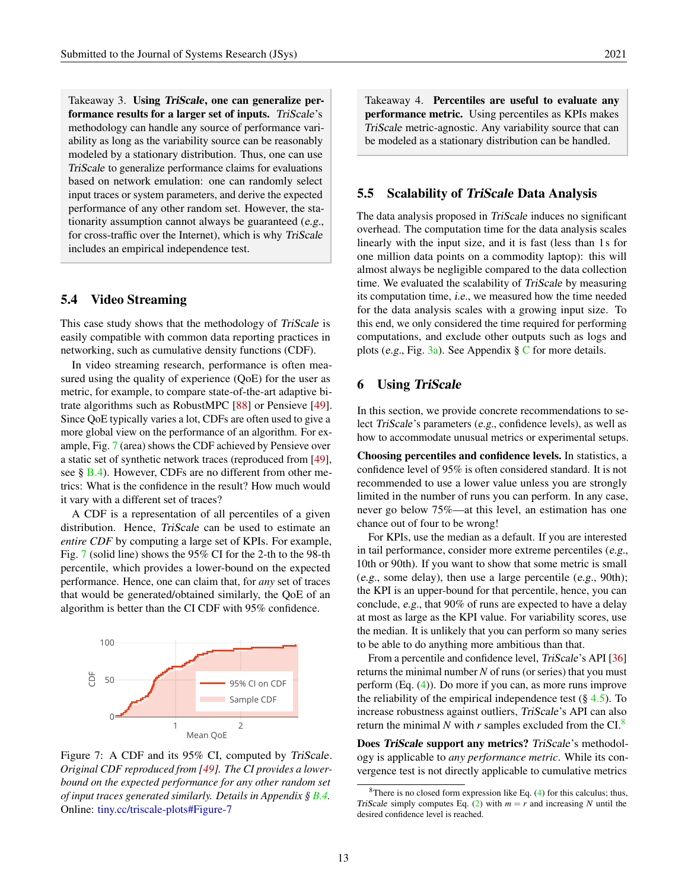> Takeaway 3. **Using *TriScale*, one can generalize performance results for a larger set of inputs.** *TriScale*'s methodology can handle any source of performance variability as long as the variability source can be reasonably modeled by a stationary distribution. Thus, one can use *TriScale* to generalize performance claims for evaluations based on network emulation: one can randomly select input traces or system parameters, and derive the expected performance of any other random set. However, the stationarity assumption cannot always be guaranteed (*e.g.*, for cross-traffic over the Internet), which is why *TriScale* includes an empirical independence test.

## 5.4 Video Streaming

This case study shows that the methodology of *TriScale* is easily compatible with common data reporting practices in networking, such as cumulative density functions (CDF).

In video streaming research, performance is often measured using the quality of experience (QoE) for the user as metric, for example, to compare state-of-the-art adaptive bitrate algorithms such as RobustMPC [88] or Pensieve [49]. Since QoE typically varies a lot, CDFs are often used to give a more global view on the performance of an algorithm. For example, Fig. 7 (area) shows the CDF achieved by Pensieve over a static set of synthetic network traces (reproduced from [49], see § B.4). However, CDFs are no different from other metrics: What is the confidence in the result? How much would it vary with a different set of traces?

A CDF is a representation of all percentiles of a given distribution. Hence, *TriScale* can be used to estimate an *entire CDF* by computing a large set of KPIs. For example, Fig. 7 (solid line) shows the 95% CI for the 2-th to the 98-th percentile, which provides a lower-bound on the expected performance. Hence, one can claim that, for *any* set of traces that would be generated/obtained similarly, the QoE of an algorithm is better than the CI CDF with 95% confidence.

Figure 7: A CDF and its 95% CI, computed by *TriScale*. *Original CDF reproduced from [49]. The CI provides a lower-bound on the expected performance for any other random set of input traces generated similarly. Details in Appendix § B.4.* Online: tiny.cc/triscale-plots#Figure-7

> Takeaway 4. **Percentiles are useful to evaluate any performance metric.** Using percentiles as KPIs makes *TriScale* metric-agnostic. Any variability source that can be modeled as a stationary distribution can be handled.

## 5.5 Scalability of *TriScale* Data Analysis

The data analysis proposed in *TriScale* induces no significant overhead. The computation time for the data analysis scales linearly with the input size, and it is fast (less than 1 s for one million data points on a commodity laptop): this will almost always be negligible compared to the data collection time. We evaluated the scalability of *TriScale* by measuring its computation time, *i.e.*, we measured how the time needed for the data analysis scales with a growing input size. To this end, we only considered the time required for performing computations, and exclude other outputs such as logs and plots (*e.g.*, Fig. 3a). See Appendix § C for more details.

# 6 Using *TriScale*

In this section, we provide concrete recommendations to select *TriScale*'s parameters (*e.g.*, confidence levels), as well as how to accommodate unusual metrics or experimental setups.

**Choosing percentiles and confidence levels.** In statistics, a confidence level of 95% is often considered standard. It is not recommended to use a lower value unless you are strongly limited in the number of runs you can perform. In any case, never go below 75%—at this level, an estimation has one chance out of four to be wrong!

For KPIs, use the median as a default. If you are interested in tail performance, consider more extreme percentiles (*e.g.*, 10th or 90th). If you want to show that some metric is small (*e.g.*, some delay), then use a large percentile (*e.g.*, 90th); the KPI is an upper-bound for that percentile, hence, you can conclude, *e.g.*, that 90% of runs are expected to have a delay at most as large as the KPI value. For variability scores, use the median. It is unlikely that you can perform so many series to be able to do anything more ambitious than that.

From a percentile and confidence level, *TriScale*'s API [36] returns the minimal number $N$ of runs (or series) that you must perform (Eq. (4)). Do more if you can, as more runs improve the reliability of the empirical independence test (§ 4.5). To increase robustness against outliers, *TriScale*'s API can also return the minimal $N$ with $r$ samples excluded from the CI.[8]

**Does *TriScale* support any metrics?** *TriScale*'s methodology is applicable to *any performance metric*. While its convergence test is not directly applicable to cumulative metrics

[8] There is no closed form expression like Eq. (4) for this calculus; thus, *TriScale* simply computes Eq. (2) with $m = r$ and increasing $N$ until the desired confidence level is reached.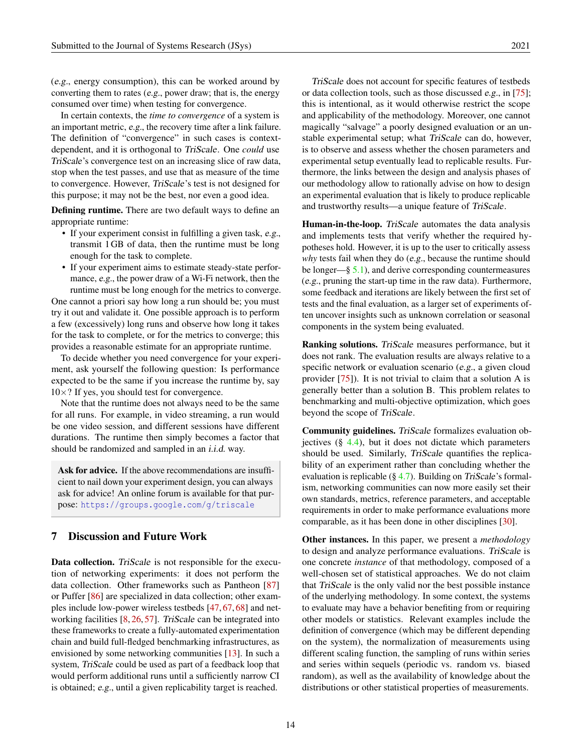(*e.g.*, energy consumption), this can be worked around by converting them to rates (*e.g.*, power draw; that is, the energy consumed over time) when testing for convergence.

In certain contexts, the *time to convergence* of a system is an important metric, *e.g.*, the recovery time after a link failure. The definition of "convergence" in such cases is context-dependent, and it is orthogonal to *TriScale*. One *could* use *TriScale*'s convergence test on an increasing slice of raw data, stop when the test passes, and use that as measure of the time to convergence. However, *TriScale*'s test is not designed for this purpose; it may not be the best, nor even a good idea.

**Defining runtime.** There are two default ways to define an appropriate runtime:

- If your experiment consist in fulfilling a given task, *e.g.*, transmit 1 GB of data, then the runtime must be long enough for the task to complete.
- If your experiment aims to estimate steady-state performance, *e.g.*, the power draw of a Wi-Fi network, then the runtime must be long enough for the metrics to converge.

One cannot a priori say how long a run should be; you must try it out and validate it. One possible approach is to perform a few (excessively) long runs and observe how long it takes for the task to complete, or for the metrics to converge; this provides a reasonable estimate for an appropriate runtime.

To decide whether you need convergence for your experiment, ask yourself the following question: Is performance expected to be the same if you increase the runtime by, say $10\times$? If yes, you should test for convergence.

Note that the runtime does not always need to be the same for all runs. For example, in video streaming, a run would be one video session, and different sessions have different durations. The runtime then simply becomes a factor that should be randomized and sampled in an *i.i.d.* way.

> **Ask for advice.** If the above recommendations are insufficient to nail down your experiment design, you can always ask for advice! An online forum is available for that purpose: https://groups.google.com/g/triscale

## 7 Discussion and Future Work

**Data collection.** *TriScale* is not responsible for the execution of networking experiments: it does not perform the data collection. Other frameworks such as Pantheon [87] or Puffer [86] are specialized in data collection; other examples include low-power wireless testbeds [47, 67, 68] and networking facilities [8, 26, 57]. *TriScale* can be integrated into these frameworks to create a fully-automated experimentation chain and build full-fledged benchmarking infrastructures, as envisioned by some networking communities [13]. In such a system, *TriScale* could be used as part of a feedback loop that would perform additional runs until a sufficiently narrow CI is obtained; *e.g.*, until a given replicability target is reached.

*TriScale* does not account for specific features of testbeds or data collection tools, such as those discussed *e.g.*, in [75]; this is intentional, as it would otherwise restrict the scope and applicability of the methodology. Moreover, one cannot magically "salvage" a poorly designed evaluation or an unstable experimental setup; what *TriScale* can do, however, is to observe and assess whether the chosen parameters and experimental setup eventually lead to replicable results. Furthermore, the links between the design and analysis phases of our methodology allow to rationally advise on how to design an experimental evaluation that is likely to produce replicable and trustworthy results—a unique feature of *TriScale*.

**Human-in-the-loop.** *TriScale* automates the data analysis and implements tests that verify whether the required hypotheses hold. However, it is up to the user to critically assess *why* tests fail when they do (*e.g.*, because the runtime should be longer—§ 5.1), and derive corresponding countermeasures (*e.g.*, pruning the start-up time in the raw data). Furthermore, some feedback and iterations are likely between the first set of tests and the final evaluation, as a larger set of experiments often uncover insights such as unknown correlation or seasonal components in the system being evaluated.

**Ranking solutions.** *TriScale* measures performance, but it does not rank. The evaluation results are always relative to a specific network or evaluation scenario (*e.g.*, a given cloud provider [75]). It is not trivial to claim that a solution A is generally better than a solution B. This problem relates to benchmarking and multi-objective optimization, which goes beyond the scope of *TriScale*.

**Community guidelines.** *TriScale* formalizes evaluation objectives (§ 4.4), but it does not dictate which parameters should be used. Similarly, *TriScale* quantifies the replicability of an experiment rather than concluding whether the evaluation is replicable (§ 4.7). Building on *TriScale*'s formalism, networking communities can now more easily set their own standards, metrics, reference parameters, and acceptable requirements in order to make performance evaluations more comparable, as it has been done in other disciplines [30].

**Other instances.** In this paper, we present a *methodology* to design and analyze performance evaluations. *TriScale* is one concrete *instance* of that methodology, composed of a well-chosen set of statistical approaches. We do not claim that *TriScale* is the only valid nor the best possible instance of the underlying methodology. In some context, the systems to evaluate may have a behavior benefiting from or requiring other models or statistics. Relevant examples include the definition of convergence (which may be different depending on the system), the normalization of measurements using different scaling function, the sampling of runs within series and series within sequels (periodic vs. random vs. biased random), as well as the availability of knowledge about the distributions or other statistical properties of measurements.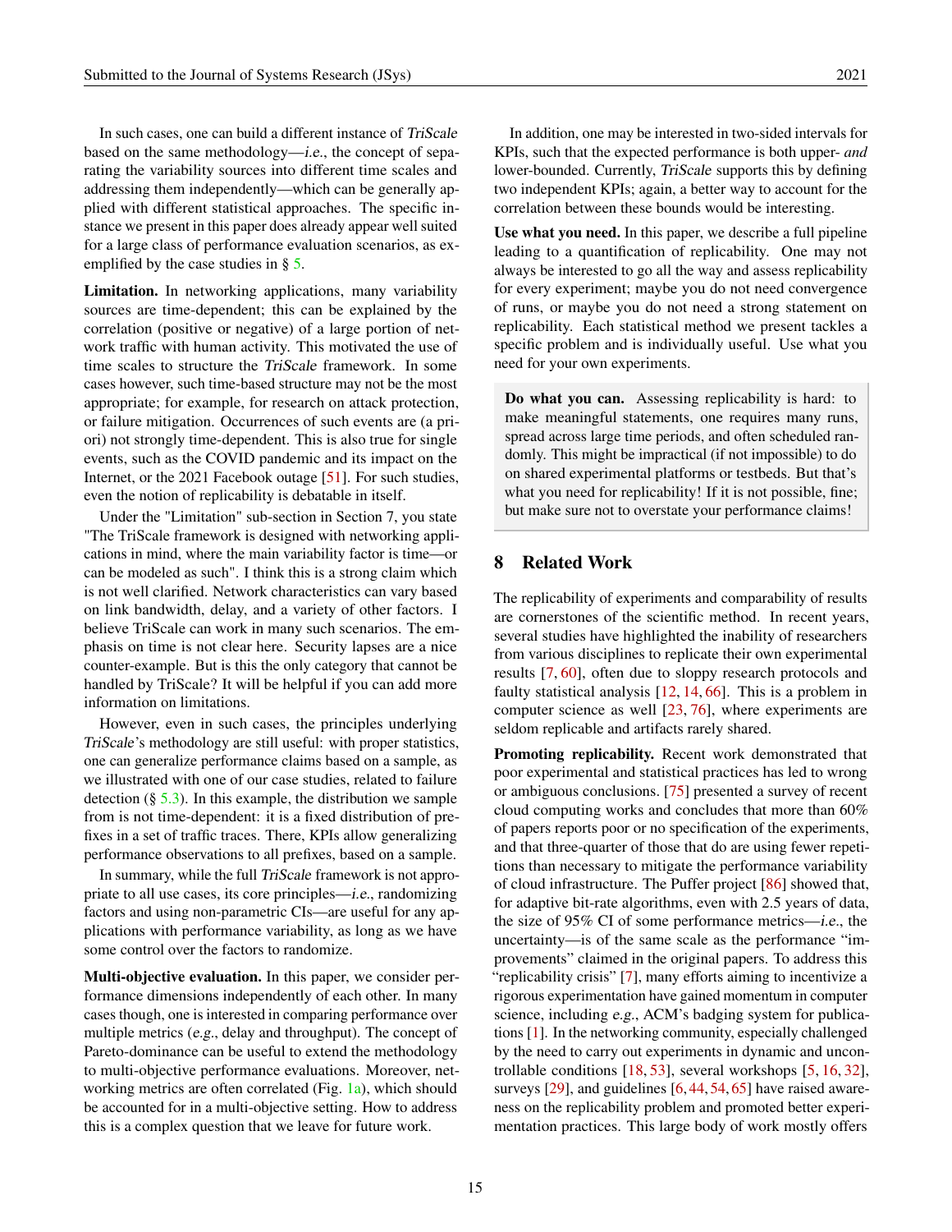In such cases, one can build a different instance of *TriScale* based on the same methodology—*i.e.*, the concept of separating the variability sources into different time scales and addressing them independently—which can be generally applied with different statistical approaches. The specific instance we present in this paper does already appear well suited for a large class of performance evaluation scenarios, as exemplified by the case studies in § 5.

**Limitation.** In networking applications, many variability sources are time-dependent; this can be explained by the correlation (positive or negative) of a large portion of network traffic with human activity. This motivated the use of time scales to structure the *TriScale* framework. In some cases however, such time-based structure may not be the most appropriate; for example, for research on attack protection, or failure mitigation. Occurrences of such events are (a priori) not strongly time-dependent. This is also true for single events, such as the COVID pandemic and its impact on the Internet, or the 2021 Facebook outage [51]. For such studies, even the notion of replicability is debatable in itself.

Under the "Limitation" sub-section in Section 7, you state "The TriScale framework is designed with networking applications in mind, where the main variability factor is time—or can be modeled as such". I think this is a strong claim which is not well clarified. Network characteristics can vary based on link bandwidth, delay, and a variety of other factors. I believe TriScale can work in many such scenarios. The emphasis on time is not clear here. Security lapses are a nice counter-example. But is this the only category that cannot be handled by TriScale? It will be helpful if you can add more information on limitations.

However, even in such cases, the principles underlying *TriScale*'s methodology are still useful: with proper statistics, one can generalize performance claims based on a sample, as we illustrated with one of our case studies, related to failure detection (§ 5.3). In this example, the distribution we sample from is not time-dependent: it is a fixed distribution of prefixes in a set of traffic traces. There, KPIs allow generalizing performance observations to all prefixes, based on a sample.

In summary, while the full *TriScale* framework is not appropriate to all use cases, its core principles—*i.e.*, randomizing factors and using non-parametric CIs—are useful for any applications with performance variability, as long as we have some control over the factors to randomize.

**Multi-objective evaluation.** In this paper, we consider performance dimensions independently of each other. In many cases though, one is interested in comparing performance over multiple metrics (*e.g.*, delay and throughput). The concept of Pareto-dominance can be useful to extend the methodology to multi-objective performance evaluations. Moreover, networking metrics are often correlated (Fig. 1a), which should be accounted for in a multi-objective setting. How to address this is a complex question that we leave for future work.

In addition, one may be interested in two-sided intervals for KPIs, such that the expected performance is both upper- *and* lower-bounded. Currently, *TriScale* supports this by defining two independent KPIs; again, a better way to account for the correlation between these bounds would be interesting.

**Use what you need.** In this paper, we describe a full pipeline leading to a quantification of replicability. One may not always be interested to go all the way and assess replicability for every experiment; maybe you do not need convergence of runs, or maybe you do not need a strong statement on replicability. Each statistical method we present tackles a specific problem and is individually useful. Use what you need for your own experiments.

> **Do what you can.** Assessing replicability is hard: to make meaningful statements, one requires many runs, spread across large time periods, and often scheduled randomly. This might be impractical (if not impossible) to do on shared experimental platforms or testbeds. But that's what you need for replicability! If it is not possible, fine; but make sure not to overstate your performance claims!

## 8 Related Work

The replicability of experiments and comparability of results are cornerstones of the scientific method. In recent years, several studies have highlighted the inability of researchers from various disciplines to replicate their own experimental results [7, 60], often due to sloppy research protocols and faulty statistical analysis [12, 14, 66]. This is a problem in computer science as well [23, 76], where experiments are seldom replicable and artifacts rarely shared.

**Promoting replicability.** Recent work demonstrated that poor experimental and statistical practices has led to wrong or ambiguous conclusions. [75] presented a survey of recent cloud computing works and concludes that more than 60% of papers reports poor or no specification of the experiments, and that three-quarter of those that do are using fewer repetitions than necessary to mitigate the performance variability of cloud infrastructure. The Puffer project [86] showed that, for adaptive bit-rate algorithms, even with 2.5 years of data, the size of 95% CI of some performance metrics—*i.e.*, the uncertainty—is of the same scale as the performance "improvements" claimed in the original papers. To address this "replicability crisis" [7], many efforts aiming to incentivize a rigorous experimentation have gained momentum in computer science, including *e.g.*, ACM's badging system for publications [1]. In the networking community, especially challenged by the need to carry out experiments in dynamic and uncontrollable conditions [18, 53], several workshops [5, 16, 32], surveys [29], and guidelines [6, 44, 54, 65] have raised awareness on the replicability problem and promoted better experimentation practices. This large body of work mostly offers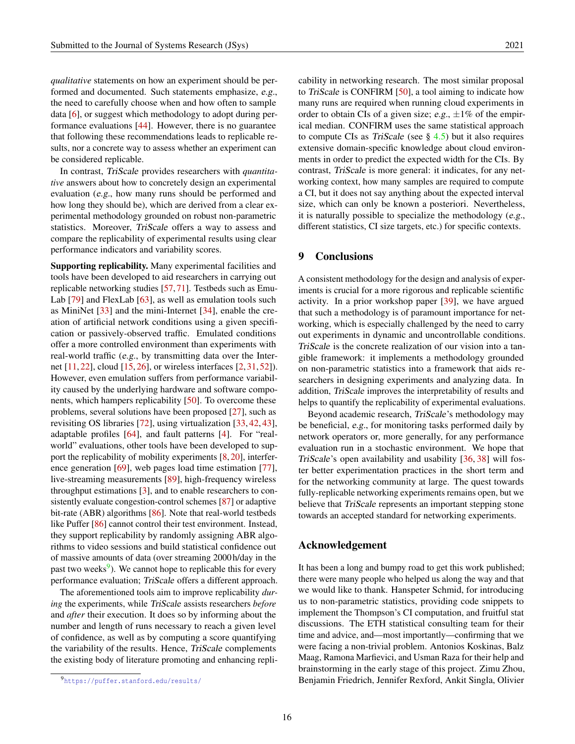*qualitative* statements on how an experiment should be performed and documented. Such statements emphasize, *e.g.*, the need to carefully choose when and how often to sample data [6], or suggest which methodology to adopt during performance evaluations [44]. However, there is no guarantee that following these recommendations leads to replicable results, nor a concrete way to assess whether an experiment can be considered replicable.

In contrast, *TriScale* provides researchers with *quantitative* answers about how to concretely design an experimental evaluation (*e.g.*, how many runs should be performed and how long they should be), which are derived from a clear experimental methodology grounded on robust non-parametric statistics. Moreover, *TriScale* offers a way to assess and compare the replicability of experimental results using clear performance indicators and variability scores.

**Supporting replicability.** Many experimental facilities and tools have been developed to aid researchers in carrying out replicable networking studies [57, 71]. Testbeds such as EmuLab [79] and FlexLab [63], as well as emulation tools such as MiniNet [33] and the mini-Internet [34], enable the creation of artificial network conditions using a given specification or passively-observed traffic. Emulated conditions offer a more controlled environment than experiments with real-world traffic (*e.g.*, by transmitting data over the Internet [11, 22], cloud [15, 26], or wireless interfaces [2, 31, 52]). However, even emulation suffers from performance variability caused by the underlying hardware and software components, which hampers replicability [50]. To overcome these problems, several solutions have been proposed [27], such as revisiting OS libraries [72], using virtualization [33, 42, 43], adaptable profiles [64], and fault patterns [4]. For "real-world" evaluations, other tools have been developed to support the replicability of mobility experiments [8, 20], interference generation [69], web pages load time estimation [77], live-streaming measurements [89], high-frequency wireless throughput estimations [3], and to enable researchers to consistently evaluate congestion-control schemes [87] or adaptive bit-rate (ABR) algorithms [86]. Note that real-world testbeds like Puffer [86] cannot control their test environment. Instead, they support replicability by randomly assigning ABR algorithms to video sessions and build statistical confidence out of massive amounts of data (over streaming 2000 h/day in the past two weeks[9]). We cannot hope to replicable this for every performance evaluation; *TriScale* offers a different approach.

The aforementioned tools aim to improve replicability *during* the experiments, while *TriScale* assists researchers *before* and *after* their execution. It does so by informing about the number and length of runs necessary to reach a given level of confidence, as well as by computing a score quantifying the variability of the results. Hence, *TriScale* complements the existing body of literature promoting and enhancing replicability in networking research. The most similar proposal to *TriScale* is CONFIRM [50], a tool aiming to indicate how many runs are required when running cloud experiments in order to obtain CIs of a given size; *e.g.*, $\pm 1\%$ of the empirical median. CONFIRM uses the same statistical approach to compute CIs as *TriScale* (see § 4.5) but it also requires extensive domain-specific knowledge about cloud environments in order to predict the expected width for the CIs. By contrast, *TriScale* is more general: it indicates, for any networking context, how many samples are required to compute a CI, but it does not say anything about the expected interval size, which can only be known a posteriori. Nevertheless, it is naturally possible to specialize the methodology (*e.g.*, different statistics, CI size targets, etc.) for specific contexts.

## 9 Conclusions

A consistent methodology for the design and analysis of experiments is crucial for a more rigorous and replicable scientific activity. In a prior workshop paper [39], we have argued that such a methodology is of paramount importance for networking, which is especially challenged by the need to carry out experiments in dynamic and uncontrollable conditions. *TriScale* is the concrete realization of our vision into a tangible framework: it implements a methodology grounded on non-parametric statistics into a framework that aids researchers in designing experiments and analyzing data. In addition, *TriScale* improves the interpretability of results and helps to quantify the replicability of experimental evaluations.

Beyond academic research, *TriScale*'s methodology may be beneficial, *e.g.*, for monitoring tasks performed daily by network operators or, more generally, for any performance evaluation run in a stochastic environment. We hope that *TriScale*'s open availability and usability [36, 38] will foster better experimentation practices in the short term and for the networking community at large. The quest towards fully-replicable networking experiments remains open, but we believe that *TriScale* represents an important stepping stone towards an accepted standard for networking experiments.

## Acknowledgement

It has been a long and bumpy road to get this work published; there were many people who helped us along the way and that we would like to thank. Hanspeter Schmid, for introducing us to non-parametric statistics, providing code snippets to implement the Thompson's CI computation, and fruitful stat discussions. The ETH statistical consulting team for their time and advice, and—most importantly—confirming that we were facing a non-trivial problem. Antonios Koskinas, Balz Maag, Ramona Marfievici, and Usman Raza for their help and brainstorming in the early stage of this project. Zimu Zhou, Benjamin Friedrich, Jennifer Rexford, Ankit Singla, Olivier

[9] https://puffer.stanford.edu/results/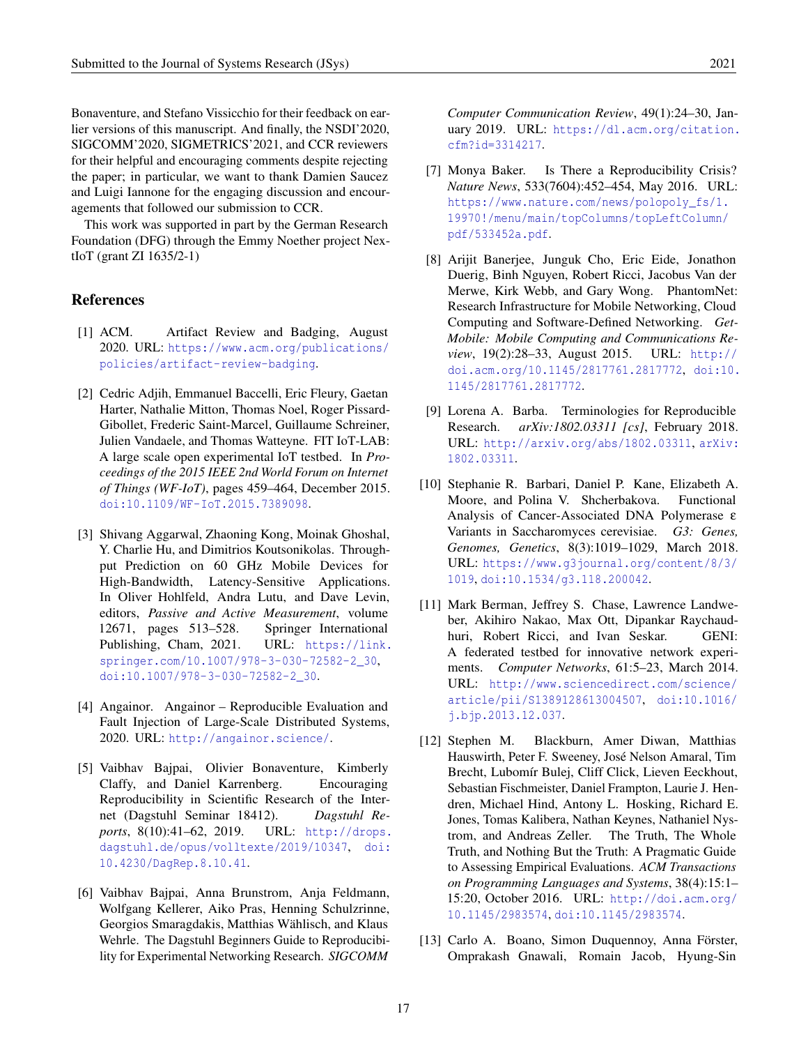Bonaventure, and Stefano Vissicchio for their feedback on earlier versions of this manuscript. And finally, the NSDI'2020, SIGCOMM'2020, SIGMETRICS'2021, and CCR reviewers for their helpful and encouraging comments despite rejecting the paper; in particular, we want to thank Damien Saucez and Luigi Iannone for the engaging discussion and encouragements that followed our submission to CCR.

This work was supported in part by the German Research Foundation (DFG) through the Emmy Noether project NextIoT (grant ZI 1635/2-1)

## References

[1] ACM. Artifact Review and Badging, August 2020. URL: https://www.acm.org/publications/policies/artifact-review-badging.

[2] Cedric Adjih, Emmanuel Baccelli, Eric Fleury, Gaetan Harter, Nathalie Mitton, Thomas Noel, Roger Pissard-Gibollet, Frederic Saint-Marcel, Guillaume Schreiner, Julien Vandaele, and Thomas Watteyne. FIT IoT-LAB: A large scale open experimental IoT testbed. In *Proceedings of the 2015 IEEE 2nd World Forum on Internet of Things (WF-IoT)*, pages 459–464, December 2015. doi:10.1109/WF-IoT.2015.7389098.

[3] Shivang Aggarwal, Zhaoning Kong, Moinak Ghoshal, Y. Charlie Hu, and Dimitrios Koutsonikolas. Throughput Prediction on 60 GHz Mobile Devices for High-Bandwidth, Latency-Sensitive Applications. In Oliver Hohlfeld, Andra Lutu, and Dave Levin, editors, *Passive and Active Measurement*, volume 12671, pages 513–528. Springer International Publishing, Cham, 2021. URL: https://link.springer.com/10.1007/978-3-030-72582-2_30, doi:10.1007/978-3-030-72582-2_30.

[4] Angainor. Angainor – Reproducible Evaluation and Fault Injection of Large-Scale Distributed Systems, 2020. URL: http://angainor.science/.

[5] Vaibhav Bajpai, Olivier Bonaventure, Kimberly Claffy, and Daniel Karrenberg. Encouraging Reproducibility in Scientific Research of the Internet (Dagstuhl Seminar 18412). *Dagstuhl Reports*, 8(10):41–62, 2019. URL: http://drops.dagstuhl.de/opus/volltexte/2019/10347, doi:10.4230/DagRep.8.10.41.

[6] Vaibhav Bajpai, Anna Brunstrom, Anja Feldmann, Wolfgang Kellerer, Aiko Pras, Henning Schulzrinne, Georgios Smaragdakis, Matthias Wählisch, and Klaus Wehrle. The Dagstuhl Beginners Guide to Reproducibility for Experimental Networking Research. *SIGCOMM Computer Communication Review*, 49(1):24–30, January 2019. URL: https://dl.acm.org/citation.cfm?id=3314217.

[7] Monya Baker. Is There a Reproducibility Crisis? *Nature News*, 533(7604):452–454, May 2016. URL: https://www.nature.com/news/polopoly_fs/1.19970!/menu/main/topColumns/topLeftColumn/pdf/533452a.pdf.

[8] Arijit Banerjee, Junguk Cho, Eric Eide, Jonathon Duerig, Binh Nguyen, Robert Ricci, Jacobus Van der Merwe, Kirk Webb, and Gary Wong. PhantomNet: Research Infrastructure for Mobile Networking, Cloud Computing and Software-Defined Networking. *GetMobile: Mobile Computing and Communications Review*, 19(2):28–33, August 2015. URL: http://doi.acm.org/10.1145/2817761.2817772, doi:10.1145/2817761.2817772.

[9] Lorena A. Barba. Terminologies for Reproducible Research. *arXiv:1802.03311 [cs]*, February 2018. URL: http://arxiv.org/abs/1802.03311, arXiv:1802.03311.

[10] Stephanie R. Barbari, Daniel P. Kane, Elizabeth A. Moore, and Polina V. Shcherbakova. Functional Analysis of Cancer-Associated DNA Polymerase ε Variants in Saccharomyces cerevisiae. *G3: Genes, Genomes, Genetics*, 8(3):1019–1029, March 2018. URL: https://www.g3journal.org/content/8/3/1019, doi:10.1534/g3.118.200042.

[11] Mark Berman, Jeffrey S. Chase, Lawrence Landweber, Akihiro Nakao, Max Ott, Dipankar Raychaudhuri, Robert Ricci, and Ivan Seskar. GENI: A federated testbed for innovative network experiments. *Computer Networks*, 61:5–23, March 2014. URL: http://www.sciencedirect.com/science/article/pii/S1389128613004507, doi:10.1016/j.bjp.2013.12.037.

[12] Stephen M. Blackburn, Amer Diwan, Matthias Hauswirth, Peter F. Sweeney, José Nelson Amaral, Tim Brecht, Lubomír Bulej, Cliff Click, Lieven Eeckhout, Sebastian Fischmeister, Daniel Frampton, Laurie J. Hendren, Michael Hind, Antony L. Hosking, Richard E. Jones, Tomas Kalibera, Nathan Keynes, Nathaniel Nystrom, and Andreas Zeller. The Truth, The Whole Truth, and Nothing But the Truth: A Pragmatic Guide to Assessing Empirical Evaluations. *ACM Transactions on Programming Languages and Systems*, 38(4):15:1–15:20, October 2016. URL: http://doi.acm.org/10.1145/2983574, doi:10.1145/2983574.

[13] Carlo A. Boano, Simon Duquennoy, Anna Förster, Omprakash Gnawali, Romain Jacob, Hyung-Sin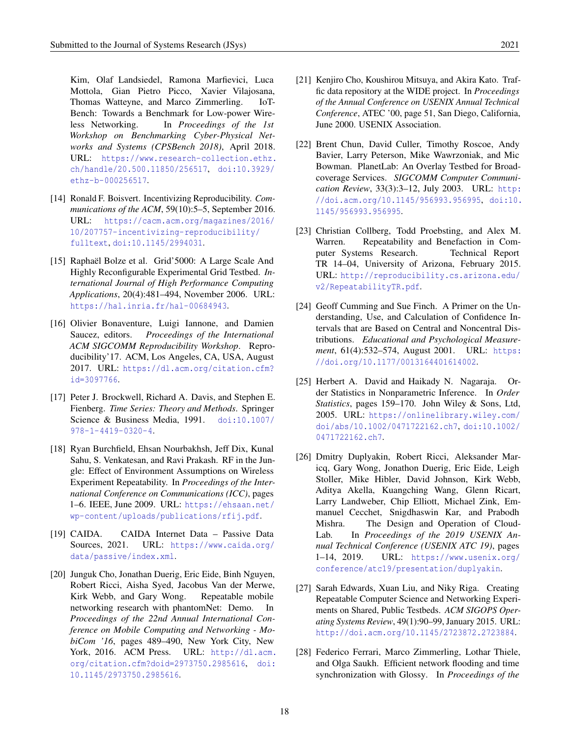Kim, Olaf Landsiedel, Ramona Marfievici, Luca Mottola, Gian Pietro Picco, Xavier Vilajosana, Thomas Watteyne, and Marco Zimmerling. IoT-Bench: Towards a Benchmark for Low-power Wireless Networking. In *Proceedings of the 1st Workshop on Benchmarking Cyber-Physical Networks and Systems (CPSBench 2018)*, April 2018. URL: https://www.research-collection.ethz.ch/handle/20.500.11850/256517, doi:10.3929/ethz-b-000256517.

[14] Ronald F. Boisvert. Incentivizing Reproducibility. *Communications of the ACM*, 59(10):5–5, September 2016. URL: https://cacm.acm.org/magazines/2016/10/207757-incentivizing-reproducibility/fulltext, doi:10.1145/2994031.

[15] Raphaël Bolze et al. Grid'5000: A Large Scale And Highly Reconfigurable Experimental Grid Testbed. *International Journal of High Performance Computing Applications*, 20(4):481–494, November 2006. URL: https://hal.inria.fr/hal-00684943.

[16] Olivier Bonaventure, Luigi Iannone, and Damien Saucez, editors. *Proceedings of the International ACM SIGCOMM Reproducibility Workshop*. Reproducibility'17. ACM, Los Angeles, CA, USA, August 2017. URL: https://dl.acm.org/citation.cfm?id=3097766.

[17] Peter J. Brockwell, Richard A. Davis, and Stephen E. Fienberg. *Time Series: Theory and Methods*. Springer Science & Business Media, 1991. doi:10.1007/978-1-4419-0320-4.

[18] Ryan Burchfield, Ehsan Nourbakhsh, Jeff Dix, Kunal Sahu, S. Venkatesan, and Ravi Prakash. RF in the Jungle: Effect of Environment Assumptions on Wireless Experiment Repeatability. In *Proceedings of the International Conference on Communications (ICC)*, pages 1–6. IEEE, June 2009. URL: https://ehsaan.net/wp-content/uploads/publications/rfij.pdf.

[19] CAIDA. CAIDA Internet Data – Passive Data Sources, 2021. URL: https://www.caida.org/data/passive/index.xml.

[20] Junguk Cho, Jonathan Duerig, Eric Eide, Binh Nguyen, Robert Ricci, Aisha Syed, Jacobus Van der Merwe, Kirk Webb, and Gary Wong. Repeatable mobile networking research with phantomNet: Demo. In *Proceedings of the 22nd Annual International Conference on Mobile Computing and Networking - MobiCom '16*, pages 489–490, New York City, New York, 2016. ACM Press. URL: http://dl.acm.org/citation.cfm?doid=2973750.2985616, doi:10.1145/2973750.2985616.

[21] Kenjiro Cho, Koushirou Mitsuya, and Akira Kato. Traffic data repository at the WIDE project. In *Proceedings of the Annual Conference on USENIX Annual Technical Conference*, ATEC '00, page 51, San Diego, California, June 2000. USENIX Association.

[22] Brent Chun, David Culler, Timothy Roscoe, Andy Bavier, Larry Peterson, Mike Wawrzoniak, and Mic Bowman. PlanetLab: An Overlay Testbed for Broad-coverage Services. *SIGCOMM Computer Communication Review*, 33(3):3–12, July 2003. URL: http://doi.acm.org/10.1145/956993.956995, doi:10.1145/956993.956995.

[23] Christian Collberg, Todd Proebsting, and Alex M. Warren. Repeatability and Benefaction in Computer Systems Research. Technical Report TR 14–04, University of Arizona, February 2015. URL: http://reproducibility.cs.arizona.edu/v2/RepeatabilityTR.pdf.

[24] Geoff Cumming and Sue Finch. A Primer on the Understanding, Use, and Calculation of Confidence Intervals that are Based on Central and Noncentral Distributions. *Educational and Psychological Measurement*, 61(4):532–574, August 2001. URL: https://doi.org/10.1177/0013164401614002.

[25] Herbert A. David and Haikady N. Nagaraja. Order Statistics in Nonparametric Inference. In *Order Statistics*, pages 159–170. John Wiley & Sons, Ltd, 2005. URL: https://onlinelibrary.wiley.com/doi/abs/10.1002/0471722162.ch7, doi:10.1002/0471722162.ch7.

[26] Dmitry Duplyakin, Robert Ricci, Aleksander Maricq, Gary Wong, Jonathon Duerig, Eric Eide, Leigh Stoller, Mike Hibler, David Johnson, Kirk Webb, Aditya Akella, Kuangching Wang, Glenn Ricart, Larry Landweber, Chip Elliott, Michael Zink, Emmanuel Cecchet, Snigdhaswin Kar, and Prabodh Mishra. The Design and Operation of CloudLab. In *Proceedings of the 2019 USENIX Annual Technical Conference (USENIX ATC 19)*, pages 1–14, 2019. URL: https://www.usenix.org/conference/atc19/presentation/duplyakin.

[27] Sarah Edwards, Xuan Liu, and Niky Riga. Creating Repeatable Computer Science and Networking Experiments on Shared, Public Testbeds. *ACM SIGOPS Operating Systems Review*, 49(1):90–99, January 2015. URL: http://doi.acm.org/10.1145/2723872.2723884.

[28] Federico Ferrari, Marco Zimmerling, Lothar Thiele, and Olga Saukh. Efficient network flooding and time synchronization with Glossy. In *Proceedings of the*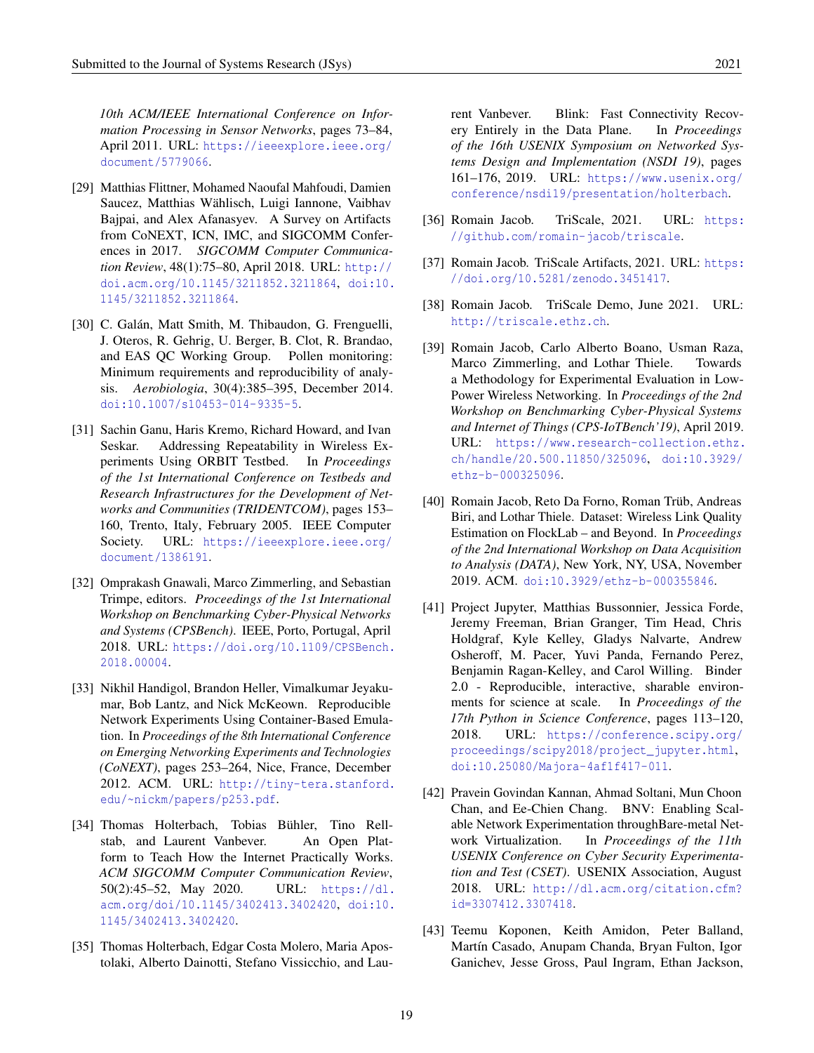10th ACM/IEEE International Conference on Information Processing in Sensor Networks*, pages 73–84, April 2011. URL: https://ieeexplore.ieee.org/document/5779066.

[29] Matthias Flittner, Mohamed Naoufal Mahfoudi, Damien Saucez, Matthias Wählisch, Luigi Iannone, Vaibhav Bajpai, and Alex Afanasyev. A Survey on Artifacts from CoNEXT, ICN, IMC, and SIGCOMM Conferences in 2017. *SIGCOMM Computer Communication Review*, 48(1):75–80, April 2018. URL: http://doi.acm.org/10.1145/3211852.3211864, doi:10.1145/3211852.3211864.

[30] C. Galán, Matt Smith, M. Thibaudon, G. Frenguelli, J. Oteros, R. Gehrig, U. Berger, B. Clot, R. Brandao, and EAS QC Working Group. Pollen monitoring: Minimum requirements and reproducibility of analysis. *Aerobiologia*, 30(4):385–395, December 2014. doi:10.1007/s10453-014-9335-5.

[31] Sachin Ganu, Haris Kremo, Richard Howard, and Ivan Seskar. Addressing Repeatability in Wireless Experiments Using ORBIT Testbed. In *Proceedings of the 1st International Conference on Testbeds and Research Infrastructures for the Development of Networks and Communities (TRIDENTCOM)*, pages 153–160, Trento, Italy, February 2005. IEEE Computer Society. URL: https://ieeexplore.ieee.org/document/1386191.

[32] Omprakash Gnawali, Marco Zimmerling, and Sebastian Trimpe, editors. *Proceedings of the 1st International Workshop on Benchmarking Cyber-Physical Networks and Systems (CPSBench)*. IEEE, Porto, Portugal, April 2018. URL: https://doi.org/10.1109/CPSBench.2018.00004.

[33] Nikhil Handigol, Brandon Heller, Vimalkumar Jeyakumar, Bob Lantz, and Nick McKeown. Reproducible Network Experiments Using Container-Based Emulation. In *Proceedings of the 8th International Conference on Emerging Networking Experiments and Technologies (CoNEXT)*, pages 253–264, Nice, France, December 2012. ACM. URL: http://tiny-tera.stanford.edu/~nickm/papers/p253.pdf.

[34] Thomas Holterbach, Tobias Bühler, Tino Rellstab, and Laurent Vanbever. An Open Platform to Teach How the Internet Practically Works. *ACM SIGCOMM Computer Communication Review*, 50(2):45–52, May 2020. URL: https://dl.acm.org/doi/10.1145/3402413.3402420, doi:10.1145/3402413.3402420.

[35] Thomas Holterbach, Edgar Costa Molero, Maria Apostolaki, Alberto Dainotti, Stefano Vissicchio, and Laurent Vanbever. Blink: Fast Connectivity Recovery Entirely in the Data Plane. In *Proceedings of the 16th USENIX Symposium on Networked Systems Design and Implementation (NSDI 19)*, pages 161–176, 2019. URL: https://www.usenix.org/conference/nsdi19/presentation/holterbach.

[36] Romain Jacob. TriScale, 2021. URL: https://github.com/romain-jacob/triscale.

[37] Romain Jacob. TriScale Artifacts, 2021. URL: https://doi.org/10.5281/zenodo.3451417.

[38] Romain Jacob. TriScale Demo, June 2021. URL: http://triscale.ethz.ch.

[39] Romain Jacob, Carlo Alberto Boano, Usman Raza, Marco Zimmerling, and Lothar Thiele. Towards a Methodology for Experimental Evaluation in Low-Power Wireless Networking. In *Proceedings of the 2nd Workshop on Benchmarking Cyber-Physical Systems and Internet of Things (CPS-IoTBench'19)*, April 2019. URL: https://www.research-collection.ethz.ch/handle/20.500.11850/325096, doi:10.3929/ethz-b-000325096.

[40] Romain Jacob, Reto Da Forno, Roman Trüb, Andreas Biri, and Lothar Thiele. Dataset: Wireless Link Quality Estimation on FlockLab – and Beyond. In *Proceedings of the 2nd International Workshop on Data Acquisition to Analysis (DATA)*, New York, NY, USA, November 2019. ACM. doi:10.3929/ethz-b-000355846.

[41] Project Jupyter, Matthias Bussonnier, Jessica Forde, Jeremy Freeman, Brian Granger, Tim Head, Chris Holdgraf, Kyle Kelley, Gladys Nalvarte, Andrew Osheroff, M. Pacer, Yuvi Panda, Fernando Perez, Benjamin Ragan-Kelley, and Carol Willing. Binder 2.0 - Reproducible, interactive, sharable environments for science at scale. In *Proceedings of the 17th Python in Science Conference*, pages 113–120, 2018. URL: https://conference.scipy.org/proceedings/scipy2018/project_jupyter.html, doi:10.25080/Majora-4af1f417-011.

[42] Pravein Govindan Kannan, Ahmad Soltani, Mun Choon Chan, and Ee-Chien Chang. BNV: Enabling Scalable Network Experimentation throughBare-metal Network Virtualization. In *Proceedings of the 11th USENIX Conference on Cyber Security Experimentation and Test (CSET)*. USENIX Association, August 2018. URL: http://dl.acm.org/citation.cfm?id=3307412.3307418.

[43] Teemu Koponen, Keith Amidon, Peter Balland, Martín Casado, Anupam Chanda, Bryan Fulton, Igor Ganichev, Jesse Gross, Paul Ingram, Ethan Jackson,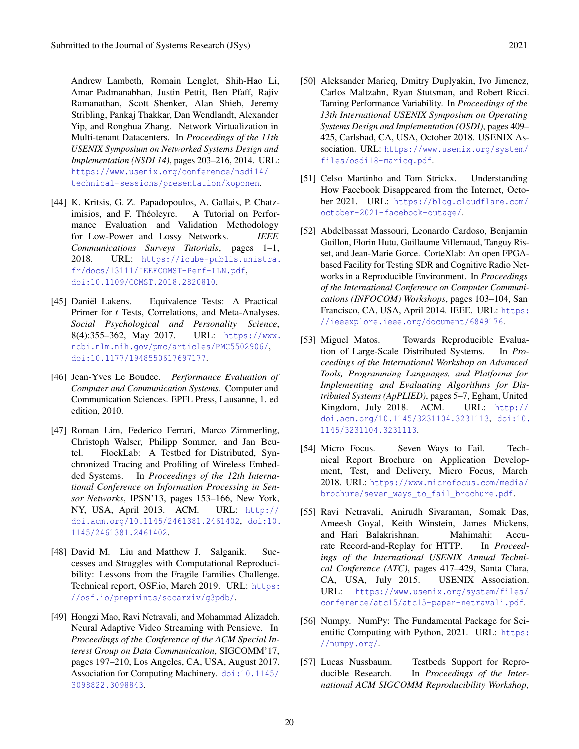Andrew Lambeth, Romain Lenglet, Shih-Hao Li, Amar Padmanabhan, Justin Pettit, Ben Pfaff, Rajiv Ramanathan, Scott Shenker, Alan Shieh, Jeremy Stribling, Pankaj Thakkar, Dan Wendlandt, Alexander Yip, and Ronghua Zhang. Network Virtualization in Multi-tenant Datacenters. In *Proceedings of the 11th USENIX Symposium on Networked Systems Design and Implementation (NSDI 14)*, pages 203–216, 2014. URL: https://www.usenix.org/conference/nsdi14/technical-sessions/presentation/koponen.

[44] K. Kritsis, G. Z. Papadopoulos, A. Gallais, P. Chatzimisios, and F. Théoleyre. A Tutorial on Performance Evaluation and Validation Methodology for Low-Power and Lossy Networks. *IEEE Communications Surveys Tutorials*, pages 1–1, 2018. URL: https://icube-publis.unistra.fr/docs/13111/IEEECOMST-Perf-LLN.pdf, doi:10.1109/COMST.2018.2820810.

[45] Daniël Lakens. Equivalence Tests: A Practical Primer for *t* Tests, Correlations, and Meta-Analyses. *Social Psychological and Personality Science*, 8(4):355–362, May 2017. URL: https://www.ncbi.nlm.nih.gov/pmc/articles/PMC5502906/, doi:10.1177/1948550617697177.

[46] Jean-Yves Le Boudec. *Performance Evaluation of Computer and Communication Systems*. Computer and Communication Sciences. EPFL Press, Lausanne, 1. ed edition, 2010.

[47] Roman Lim, Federico Ferrari, Marco Zimmerling, Christoph Walser, Philipp Sommer, and Jan Beutel. FlockLab: A Testbed for Distributed, Synchronized Tracing and Profiling of Wireless Embedded Systems. In *Proceedings of the 12th International Conference on Information Processing in Sensor Networks*, IPSN'13, pages 153–166, New York, NY, USA, April 2013. ACM. URL: http://doi.acm.org/10.1145/2461381.2461402, doi:10.1145/2461381.2461402.

[48] David M. Liu and Matthew J. Salganik. Successes and Struggles with Computational Reproducibility: Lessons from the Fragile Families Challenge. Technical report, OSF.io, March 2019. URL: https://osf.io/preprints/socarxiv/g3pdb/.

[49] Hongzi Mao, Ravi Netravali, and Mohammad Alizadeh. Neural Adaptive Video Streaming with Pensieve. In *Proceedings of the Conference of the ACM Special Interest Group on Data Communication*, SIGCOMM'17, pages 197–210, Los Angeles, CA, USA, August 2017. Association for Computing Machinery. doi:10.1145/3098822.3098843.

[50] Aleksander Maricq, Dmitry Duplyakin, Ivo Jimenez, Carlos Maltzahn, Ryan Stutsman, and Robert Ricci. Taming Performance Variability. In *Proceedings of the 13th International USENIX Symposium on Operating Systems Design and Implementation (OSDI)*, pages 409–425, Carlsbad, CA, USA, October 2018. USENIX Association. URL: https://www.usenix.org/system/files/osdi18-maricq.pdf.

[51] Celso Martinho and Tom Strickx. Understanding How Facebook Disappeared from the Internet, October 2021. URL: https://blog.cloudflare.com/october-2021-facebook-outage/.

[52] Abdelbassat Massouri, Leonardo Cardoso, Benjamin Guillon, Florin Hutu, Guillaume Villemaud, Tanguy Risset, and Jean-Marie Gorce. CorteXlab: An open FPGA-based Facility for Testing SDR and Cognitive Radio Networks in a Reproducible Environment. In *Proceedings of the International Conference on Computer Communications (INFOCOM) Workshops*, pages 103–104, San Francisco, CA, USA, April 2014. IEEE. URL: https://ieeexplore.ieee.org/document/6849176.

[53] Miguel Matos. Towards Reproducible Evaluation of Large-Scale Distributed Systems. In *Proceedings of the International Workshop on Advanced Tools, Programming Languages, and Platforms for Implementing and Evaluating Algorithms for Distributed Systems (ApPLIED)*, pages 5–7, Egham, United Kingdom, July 2018. ACM. URL: http://doi.acm.org/10.1145/3231104.3231113, doi:10.1145/3231104.3231113.

[54] Micro Focus. Seven Ways to Fail. Technical Report Brochure on Application Development, Test, and Delivery, Micro Focus, March 2018. URL: https://www.microfocus.com/media/brochure/seven_ways_to_fail_brochure.pdf.

[55] Ravi Netravali, Anirudh Sivaraman, Somak Das, Ameesh Goyal, Keith Winstein, James Mickens, and Hari Balakrishnan. Mahimahi: Accurate Record-and-Replay for HTTP. In *Proceedings of the International USENIX Annual Technical Conference (ATC)*, pages 417–429, Santa Clara, CA, USA, July 2015. USENIX Association. URL: https://www.usenix.org/system/files/conference/atc15/atc15-paper-netravali.pdf.

[56] Numpy. NumPy: The Fundamental Package for Scientific Computing with Python, 2021. URL: https://numpy.org/.

[57] Lucas Nussbaum. Testbeds Support for Reproducible Research. In *Proceedings of the International ACM SIGCOMM Reproducibility Workshop*,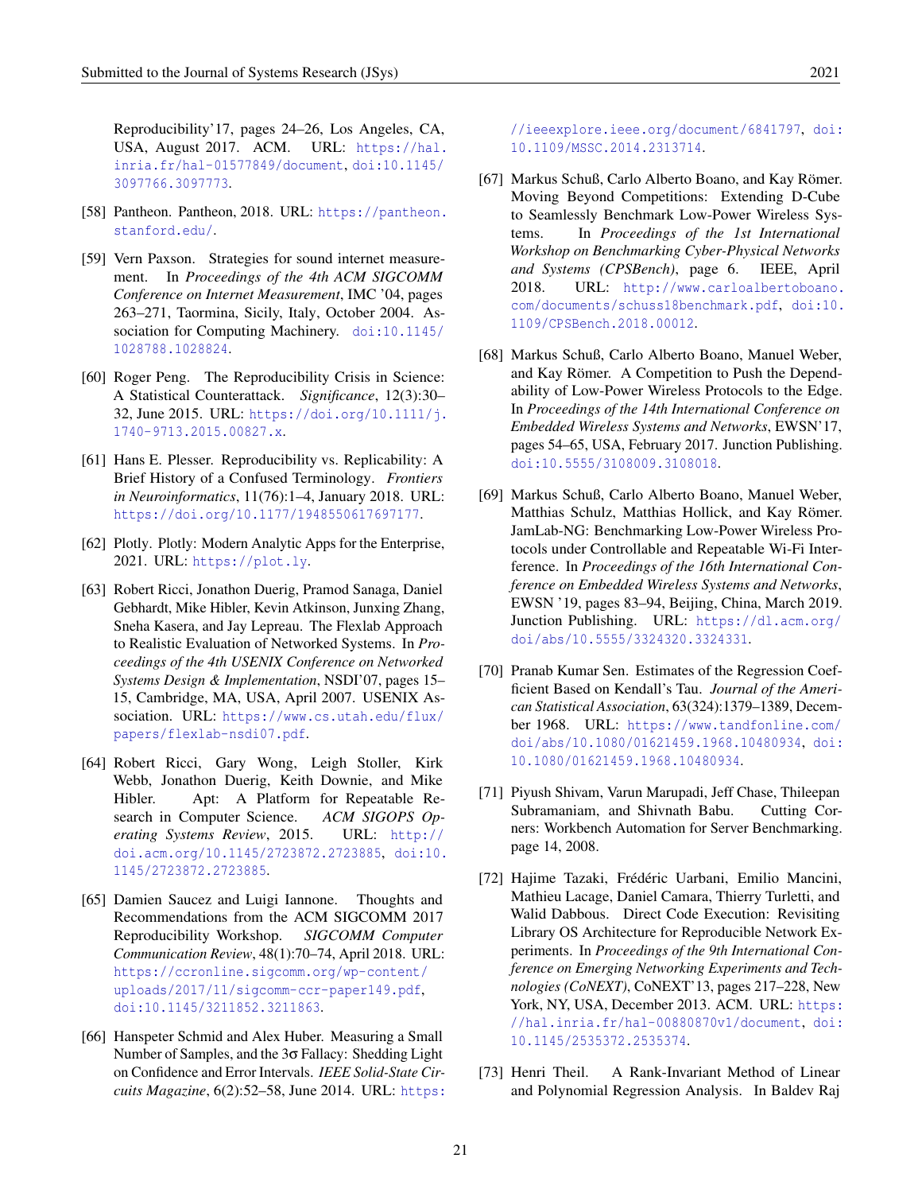Reproducibility'17, pages 24–26, Los Angeles, CA, USA, August 2017. ACM. URL: https://hal.inria.fr/hal-01577849/document, doi:10.1145/3097766.3097773.

[58] Pantheon. Pantheon, 2018. URL: https://pantheon.stanford.edu/.

[59] Vern Paxson. Strategies for sound internet measurement. In *Proceedings of the 4th ACM SIGCOMM Conference on Internet Measurement*, IMC '04, pages 263–271, Taormina, Sicily, Italy, October 2004. Association for Computing Machinery. doi:10.1145/1028788.1028824.

[60] Roger Peng. The Reproducibility Crisis in Science: A Statistical Counterattack. *Significance*, 12(3):30–32, June 2015. URL: https://doi.org/10.1111/j.1740-9713.2015.00827.x.

[61] Hans E. Plesser. Reproducibility vs. Replicability: A Brief History of a Confused Terminology. *Frontiers in Neuroinformatics*, 11(76):1–4, January 2018. URL: https://doi.org/10.1177/1948550617697177.

[62] Plotly. Plotly: Modern Analytic Apps for the Enterprise, 2021. URL: https://plot.ly.

[63] Robert Ricci, Jonathon Duerig, Pramod Sanaga, Daniel Gebhardt, Mike Hibler, Kevin Atkinson, Junxing Zhang, Sneha Kasera, and Jay Lepreau. The Flexlab Approach to Realistic Evaluation of Networked Systems. In *Proceedings of the 4th USENIX Conference on Networked Systems Design & Implementation*, NSDI'07, pages 15–15, Cambridge, MA, USA, April 2007. USENIX Association. URL: https://www.cs.utah.edu/flux/papers/flexlab-nsdi07.pdf.

[64] Robert Ricci, Gary Wong, Leigh Stoller, Kirk Webb, Jonathon Duerig, Keith Downie, and Mike Hibler. Apt: A Platform for Repeatable Research in Computer Science. *ACM SIGOPS Operating Systems Review*, 2015. URL: http://doi.acm.org/10.1145/2723872.2723885, doi:10.1145/2723872.2723885.

[65] Damien Saucez and Luigi Iannone. Thoughts and Recommendations from the ACM SIGCOMM 2017 Reproducibility Workshop. *SIGCOMM Computer Communication Review*, 48(1):70–74, April 2018. URL: https://ccronline.sigcomm.org/wp-content/uploads/2017/11/sigcomm-ccr-paper149.pdf, doi:10.1145/3211852.3211863.

[66] Hanspeter Schmid and Alex Huber. Measuring a Small Number of Samples, and the 3σ Fallacy: Shedding Light on Confidence and Error Intervals. *IEEE Solid-State Circuits Magazine*, 6(2):52–58, June 2014. URL: https://ieeexplore.ieee.org/document/6841797, doi:10.1109/MSSC.2014.2313714.

[67] Markus Schuß, Carlo Alberto Boano, and Kay Römer. Moving Beyond Competitions: Extending D-Cube to Seamlessly Benchmark Low-Power Wireless Systems. In *Proceedings of the 1st International Workshop on Benchmarking Cyber-Physical Networks and Systems (CPSBench)*, page 6. IEEE, April 2018. URL: http://www.carloalbertoboano.com/documents/schuss18benchmark.pdf, doi:10.1109/CPSBench.2018.00012.

[68] Markus Schuß, Carlo Alberto Boano, Manuel Weber, and Kay Römer. A Competition to Push the Dependability of Low-Power Wireless Protocols to the Edge. In *Proceedings of the 14th International Conference on Embedded Wireless Systems and Networks*, EWSN'17, pages 54–65, USA, February 2017. Junction Publishing. doi:10.5555/3108009.3108018.

[69] Markus Schuß, Carlo Alberto Boano, Manuel Weber, Matthias Schulz, Matthias Hollick, and Kay Römer. JamLab-NG: Benchmarking Low-Power Wireless Protocols under Controllable and Repeatable Wi-Fi Interference. In *Proceedings of the 16th International Conference on Embedded Wireless Systems and Networks*, EWSN '19, pages 83–94, Beijing, China, March 2019. Junction Publishing. URL: https://dl.acm.org/doi/abs/10.5555/3324320.3324331.

[70] Pranab Kumar Sen. Estimates of the Regression Coefficient Based on Kendall's Tau. *Journal of the American Statistical Association*, 63(324):1379–1389, December 1968. URL: https://www.tandfonline.com/doi/abs/10.1080/01621459.1968.10480934, doi:10.1080/01621459.1968.10480934.

[71] Piyush Shivam, Varun Marupadi, Jeff Chase, Thileepan Subramaniam, and Shivnath Babu. Cutting Corners: Workbench Automation for Server Benchmarking. page 14, 2008.

[72] Hajime Tazaki, Frédéric Uarbani, Emilio Mancini, Mathieu Lacage, Daniel Camara, Thierry Turletti, and Walid Dabbous. Direct Code Execution: Revisiting Library OS Architecture for Reproducible Network Experiments. In *Proceedings of the 9th International Conference on Emerging Networking Experiments and Technologies (CoNEXT)*, CoNEXT'13, pages 217–228, New York, NY, USA, December 2013. ACM. URL: https://hal.inria.fr/hal-00880870v1/document, doi:10.1145/2535372.2535374.

[73] Henri Theil. A Rank-Invariant Method of Linear and Polynomial Regression Analysis. In Baldev Raj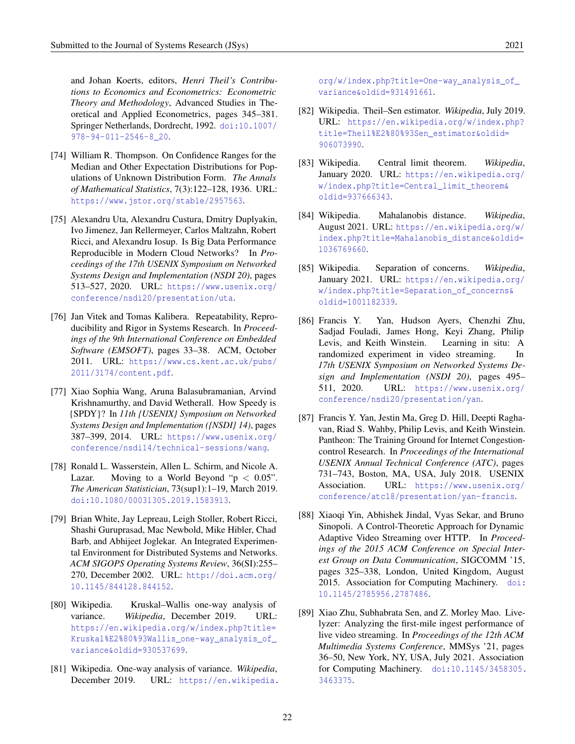and Johan Koerts, editors, *Henri Theil's Contributions to Economics and Econometrics: Econometric Theory and Methodology*, Advanced Studies in Theoretical and Applied Econometrics, pages 345–381. Springer Netherlands, Dordrecht, 1992. doi:10.1007/978-94-011-2546-8_20.

[74] William R. Thompson. On Confidence Ranges for the Median and Other Expectation Distributions for Populations of Unknown Distribution Form. *The Annals of Mathematical Statistics*, 7(3):122–128, 1936. URL: https://www.jstor.org/stable/2957563.

[75] Alexandru Uta, Alexandru Custura, Dmitry Duplyakin, Ivo Jimenez, Jan Rellermeyer, Carlos Maltzahn, Robert Ricci, and Alexandru Iosup. Is Big Data Performance Reproducible in Modern Cloud Networks? In *Proceedings of the 17th USENIX Symposium on Networked Systems Design and Implementation (NSDI 20)*, pages 513–527, 2020. URL: https://www.usenix.org/conference/nsdi20/presentation/uta.

[76] Jan Vitek and Tomas Kalibera. Repeatability, Reproducibility and Rigor in Systems Research. In *Proceedings of the 9th International Conference on Embedded Software (EMSOFT)*, pages 33–38. ACM, October 2011. URL: https://www.cs.kent.ac.uk/pubs/2011/3174/content.pdf.

[77] Xiao Sophia Wang, Aruna Balasubramanian, Arvind Krishnamurthy, and David Wetherall. How Speedy is {SPDY}? In *11th {USENIX} Symposium on Networked Systems Design and Implementation ({NSDI} 14)*, pages 387–399, 2014. URL: https://www.usenix.org/conference/nsdi14/technical-sessions/wang.

[78] Ronald L. Wasserstein, Allen L. Schirm, and Nicole A. Lazar. Moving to a World Beyond "$p < 0.05$". *The American Statistician*, 73(sup1):1–19, March 2019. doi:10.1080/00031305.2019.1583913.

[79] Brian White, Jay Lepreau, Leigh Stoller, Robert Ricci, Shashi Guruprasad, Mac Newbold, Mike Hibler, Chad Barb, and Abhijeet Joglekar. An Integrated Experimental Environment for Distributed Systems and Networks. *ACM SIGOPS Operating Systems Review*, 36(SI):255–270, December 2002. URL: http://doi.acm.org/10.1145/844128.844152.

[80] Wikipedia. Kruskal–Wallis one-way analysis of variance. *Wikipedia*, December 2019. URL: https://en.wikipedia.org/w/index.php?title=Kruskal%E2%80%93Wallis_one-way_analysis_of_variance&oldid=930537699.

[81] Wikipedia. One-way analysis of variance. *Wikipedia*, December 2019. URL: https://en.wikipedia.org/w/index.php?title=One-way_analysis_of_variance&oldid=931491661.

[82] Wikipedia. Theil–Sen estimator. *Wikipedia*, July 2019. URL: https://en.wikipedia.org/w/index.php?title=Theil%E2%80%93Sen_estimator&oldid=906073990.

[83] Wikipedia. Central limit theorem. *Wikipedia*, January 2020. URL: https://en.wikipedia.org/w/index.php?title=Central_limit_theorem&oldid=937666343.

[84] Wikipedia. Mahalanobis distance. *Wikipedia*, August 2021. URL: https://en.wikipedia.org/w/index.php?title=Mahalanobis_distance&oldid=1036769660.

[85] Wikipedia. Separation of concerns. *Wikipedia*, January 2021. URL: https://en.wikipedia.org/w/index.php?title=Separation_of_concerns&oldid=1001182339.

[86] Francis Y. Yan, Hudson Ayers, Chenzhi Zhu, Sadjad Fouladi, James Hong, Keyi Zhang, Philip Levis, and Keith Winstein. Learning in situ: A randomized experiment in video streaming. In *17th USENIX Symposium on Networked Systems Design and Implementation (NSDI 20)*, pages 495–511, 2020. URL: https://www.usenix.org/conference/nsdi20/presentation/yan.

[87] Francis Y. Yan, Jestin Ma, Greg D. Hill, Deepti Raghavan, Riad S. Wahby, Philip Levis, and Keith Winstein. Pantheon: The Training Ground for Internet Congestion-control Research. In *Proceedings of the International USENIX Annual Technical Conference (ATC)*, pages 731–743, Boston, MA, USA, July 2018. USENIX Association. URL: https://www.usenix.org/conference/atc18/presentation/yan-francis.

[88] Xiaoqi Yin, Abhishek Jindal, Vyas Sekar, and Bruno Sinopoli. A Control-Theoretic Approach for Dynamic Adaptive Video Streaming over HTTP. In *Proceedings of the 2015 ACM Conference on Special Interest Group on Data Communication*, SIGCOMM '15, pages 325–338, London, United Kingdom, August 2015. Association for Computing Machinery. doi:10.1145/2785956.2787486.

[89] Xiao Zhu, Subhabrata Sen, and Z. Morley Mao. Livelyzer: Analyzing the first-mile ingest performance of live video streaming. In *Proceedings of the 12th ACM Multimedia Systems Conference*, MMSys '21, pages 36–50, New York, NY, USA, July 2021. Association for Computing Machinery. doi:10.1145/3458305.3463375.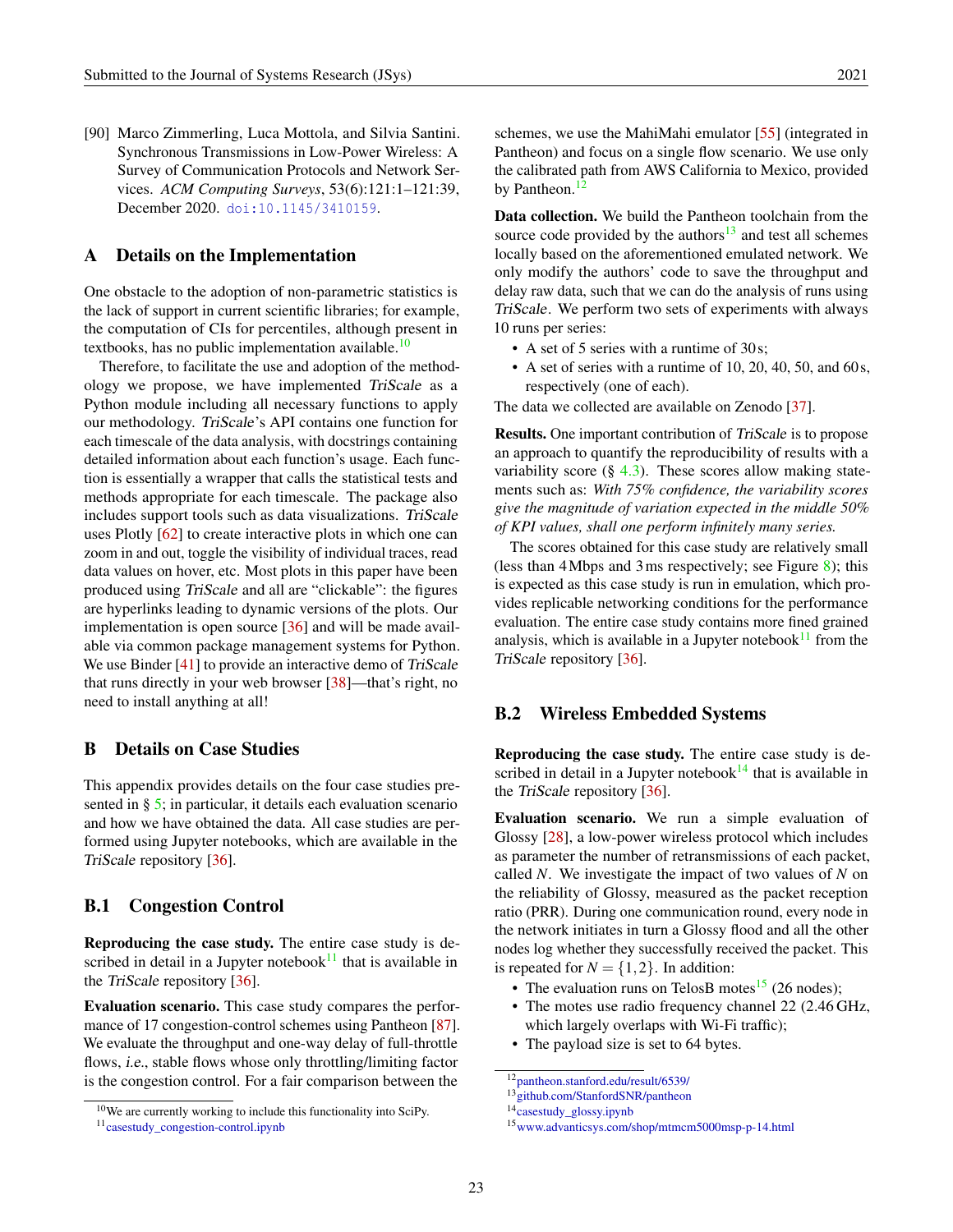[90] Marco Zimmerling, Luca Mottola, and Silvia Santini. Synchronous Transmissions in Low-Power Wireless: A Survey of Communication Protocols and Network Services. *ACM Computing Surveys*, 53(6):121:1–121:39, December 2020. doi:10.1145/3410159.

## A Details on the Implementation

One obstacle to the adoption of non-parametric statistics is the lack of support in current scientific libraries; for example, the computation of CIs for percentiles, although present in textbooks, has no public implementation available.[10]

Therefore, to facilitate the use and adoption of the methodology we propose, we have implemented *TriScale* as a Python module including all necessary functions to apply our methodology. *TriScale*'s API contains one function for each timescale of the data analysis, with docstrings containing detailed information about each function's usage. Each function is essentially a wrapper that calls the statistical tests and methods appropriate for each timescale. The package also includes support tools such as data visualizations. *TriScale* uses Plotly [62] to create interactive plots in which one can zoom in and out, toggle the visibility of individual traces, read data values on hover, etc. Most plots in this paper have been produced using *TriScale* and all are "clickable": the figures are hyperlinks leading to dynamic versions of the plots. Our implementation is open source [36] and will be made available via common package management systems for Python. We use Binder [41] to provide an interactive demo of *TriScale* that runs directly in your web browser [38]—that's right, no need to install anything at all!

## B Details on Case Studies

This appendix provides details on the four case studies presented in § 5; in particular, it details each evaluation scenario and how we have obtained the data. All case studies are performed using Jupyter notebooks, which are available in the *TriScale* repository [36].

### B.1 Congestion Control

**Reproducing the case study.** The entire case study is described in detail in a Jupyter notebook[11] that is available in the *TriScale* repository [36].

**Evaluation scenario.** This case study compares the performance of 17 congestion-control schemes using Pantheon [87]. We evaluate the throughput and one-way delay of full-throttle flows, *i.e.*, stable flows whose only throttling/limiting factor is the congestion control. For a fair comparison between the schemes, we use the MahiMahi emulator [55] (integrated in Pantheon) and focus on a single flow scenario. We use only the calibrated path from AWS California to Mexico, provided by Pantheon.[12]

**Data collection.** We build the Pantheon toolchain from the source code provided by the authors[13] and test all schemes locally based on the aforementioned emulated network. We only modify the authors' code to save the throughput and delay raw data, such that we can do the analysis of runs using *TriScale*. We perform two sets of experiments with always 10 runs per series:

- A set of 5 series with a runtime of 30 s;
- A set of series with a runtime of 10, 20, 40, 50, and 60 s, respectively (one of each).

The data we collected are available on Zenodo [37].

**Results.** One important contribution of *TriScale* is to propose an approach to quantify the reproducibility of results with a variability score (§ 4.3). These scores allow making statements such as: *With 75% confidence, the variability scores give the magnitude of variation expected in the middle 50% of KPI values, shall one perform infinitely many series.*

The scores obtained for this case study are relatively small (less than 4 Mbps and 3 ms respectively; see Figure 8); this is expected as this case study is run in emulation, which provides replicable networking conditions for the performance evaluation. The entire case study contains more fined grained analysis, which is available in a Jupyter notebook[11] from the *TriScale* repository [36].

### B.2 Wireless Embedded Systems

**Reproducing the case study.** The entire case study is described in detail in a Jupyter notebook[14] that is available in the *TriScale* repository [36].

**Evaluation scenario.** We run a simple evaluation of Glossy [28], a low-power wireless protocol which includes as parameter the number of retransmissions of each packet, called $N$. We investigate the impact of two values of $N$ on the reliability of Glossy, measured as the packet reception ratio (PRR). During one communication round, every node in the network initiates in turn a Glossy flood and all the other nodes log whether they successfully received the packet. This is repeated for $N = \{1, 2\}$. In addition:

- The evaluation runs on TelosB motes[15] (26 nodes);
- The motes use radio frequency channel 22 (2.46 GHz, which largely overlaps with Wi-Fi traffic);
- The payload size is set to 64 bytes.

---

[10] We are currently working to include this functionality into SciPy.

[11] casestudy_congestion-control.ipynb

[12] pantheon.stanford.edu/result/6539/

[13] github.com/StanfordSNR/pantheon

[14] casestudy_glossy.ipynb

[15] www.advanticsys.com/shop/mtmcm5000msp-p-14.html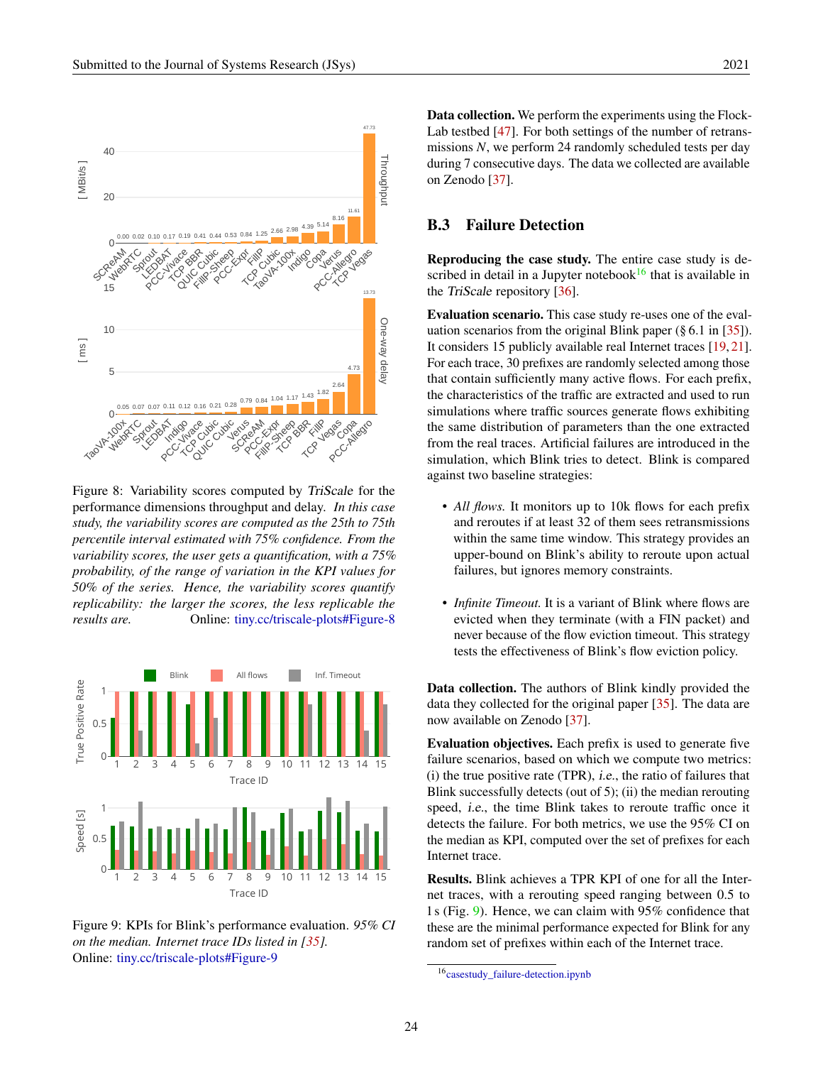Figure 8: Variability scores computed by *TriScale* for the performance dimensions throughput and delay. *In this case study, the variability scores are computed as the 25th to 75th percentile interval estimated with 75% confidence. From the variability scores, the user gets a quantification, with a 75% probability, of the range of variation in the KPI values for 50% of the series. Hence, the variability scores quantify replicability: the larger the scores, the less replicable the results are.* Online: tiny.cc/triscale-plots#Figure-8

Figure 9: KPIs for Blink's performance evaluation. *95% CI on the median. Internet trace IDs listed in [35].* Online: tiny.cc/triscale-plots#Figure-9

**Data collection.** We perform the experiments using the FlockLab testbed [47]. For both settings of the number of retransmissions $N$, we perform 24 randomly scheduled tests per day during 7 consecutive days. The data we collected are available on Zenodo [37].

### B.3 Failure Detection

**Reproducing the case study.** The entire case study is described in detail in a Jupyter notebook[16] that is available in the *TriScale* repository [36].

**Evaluation scenario.** This case study re-uses one of the evaluation scenarios from the original Blink paper (§ 6.1 in [35]). It considers 15 publicly available real Internet traces [19, 21]. For each trace, 30 prefixes are randomly selected among those that contain sufficiently many active flows. For each prefix, the characteristics of the traffic are extracted and used to run simulations where traffic sources generate flows exhibiting the same distribution of parameters than the one extracted from the real traces. Artificial failures are introduced in the simulation, which Blink tries to detect. Blink is compared against two baseline strategies:

- *All flows.* It monitors up to 10k flows for each prefix and reroutes if at least 32 of them sees retransmissions within the same time window. This strategy provides an upper-bound on Blink's ability to reroute upon actual failures, but ignores memory constraints.
- *Infinite Timeout.* It is a variant of Blink where flows are evicted when they terminate (with a FIN packet) and never because of the flow eviction timeout. This strategy tests the effectiveness of Blink's flow eviction policy.

**Data collection.** The authors of Blink kindly provided the data they collected for the original paper [35]. The data are now available on Zenodo [37].

**Evaluation objectives.** Each prefix is used to generate five failure scenarios, based on which we compute two metrics: (i) the true positive rate (TPR), *i.e.*, the ratio of failures that Blink successfully detects (out of 5); (ii) the median rerouting speed, *i.e.*, the time Blink takes to reroute traffic once it detects the failure. For both metrics, we use the 95% CI on the median as KPI, computed over the set of prefixes for each Internet trace.

**Results.** Blink achieves a TPR KPI of one for all the Internet traces, with a rerouting speed ranging between 0.5 to 1 s (Fig. 9). Hence, we can claim with 95% confidence that these are the minimal performance expected for Blink for any random set of prefixes within each of the Internet trace.

[16] casestudy_failure-detection.ipynb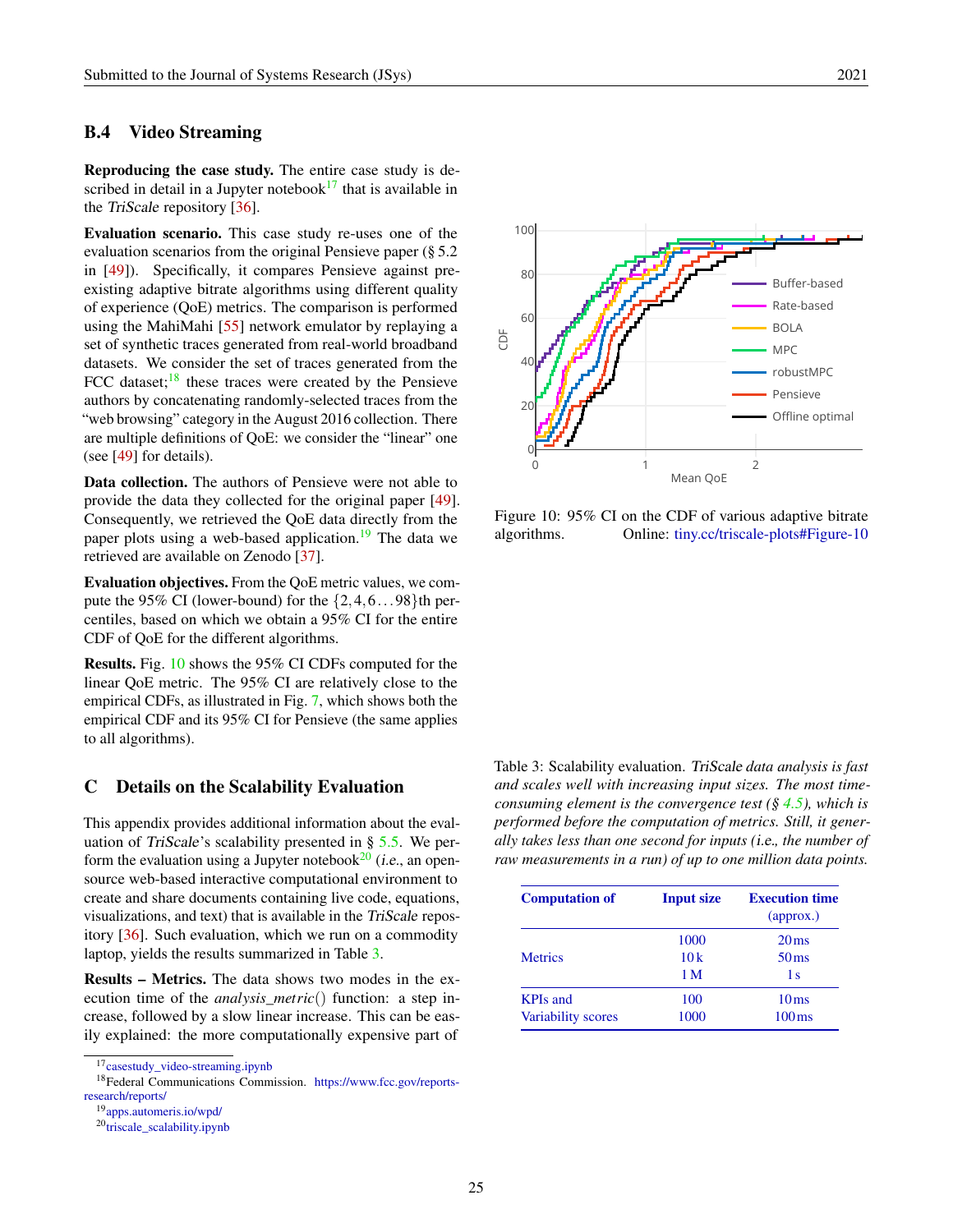## B.4 Video Streaming

**Reproducing the case study.** The entire case study is described in detail in a Jupyter notebook[17] that is available in the *TriScale* repository [36].

**Evaluation scenario.** This case study re-uses one of the evaluation scenarios from the original Pensieve paper (§ 5.2 in [49]). Specifically, it compares Pensieve against preexisting adaptive bitrate algorithms using different quality of experience (QoE) metrics. The comparison is performed using the MahiMahi [55] network emulator by replaying a set of synthetic traces generated from real-world broadband datasets. We consider the set of traces generated from the FCC dataset;[18] these traces were created by the Pensieve authors by concatenating randomly-selected traces from the "web browsing" category in the August 2016 collection. There are multiple definitions of QoE: we consider the "linear" one (see [49] for details).

**Data collection.** The authors of Pensieve were not able to provide the data they collected for the original paper [49]. Consequently, we retrieved the QoE data directly from the paper plots using a web-based application.[19] The data we retrieved are available on Zenodo [37].

**Evaluation objectives.** From the QoE metric values, we compute the 95% CI (lower-bound) for the $\{2, 4, 6 \ldots 98\}$th percentiles, based on which we obtain a 95% CI for the entire CDF of QoE for the different algorithms.

**Results.** Fig. 10 shows the 95% CI CDFs computed for the linear QoE metric. The 95% CI are relatively close to the empirical CDFs, as illustrated in Fig. 7, which shows both the empirical CDF and its 95% CI for Pensieve (the same applies to all algorithms).

Figure 10: 95% CI on the CDF of various adaptive bitrate algorithms. Online: tiny.cc/triscale-plots#Figure-10

# C Details on the Scalability Evaluation

This appendix provides additional information about the evaluation of *TriScale*'s scalability presented in § 5.5. We perform the evaluation using a Jupyter notebook[20] (*i.e.*, an open-source web-based interactive computational environment to create and share documents containing live code, equations, visualizations, and text) that is available in the *TriScale* repository [36]. Such evaluation, which we run on a commodity laptop, yields the results summarized in Table 3.

**Results – Metrics.** The data shows two modes in the execution time of the *analysis_metric*() function: a step increase, followed by a slow linear increase. This can be easily explained: the more computationally expensive part of

Table 3: Scalability evaluation. *TriScale data analysis is fast and scales well with increasing input sizes. The most time-consuming element is the convergence test (§ 4.5), which is performed before the computation of metrics. Still, it generally takes less than one second for inputs (i.e., the number of raw measurements in a run) of up to one million data points.*

| Computation of | Input size | Execution time (approx.) |
|---|---|---|
| Metrics | 1000 | 20 ms |
| | 10 k | 50 ms |
| | 1 M | 1 s |
| KPIs and Variability scores | 100 | 10 ms |
| | 1000 | 100 ms |

[17] casestudy_video-streaming.ipynb

[18] Federal Communications Commission. https://www.fcc.gov/reports-research/reports/

[19] apps.automeris.io/wpd/

[20] triscale_scalability.ipynb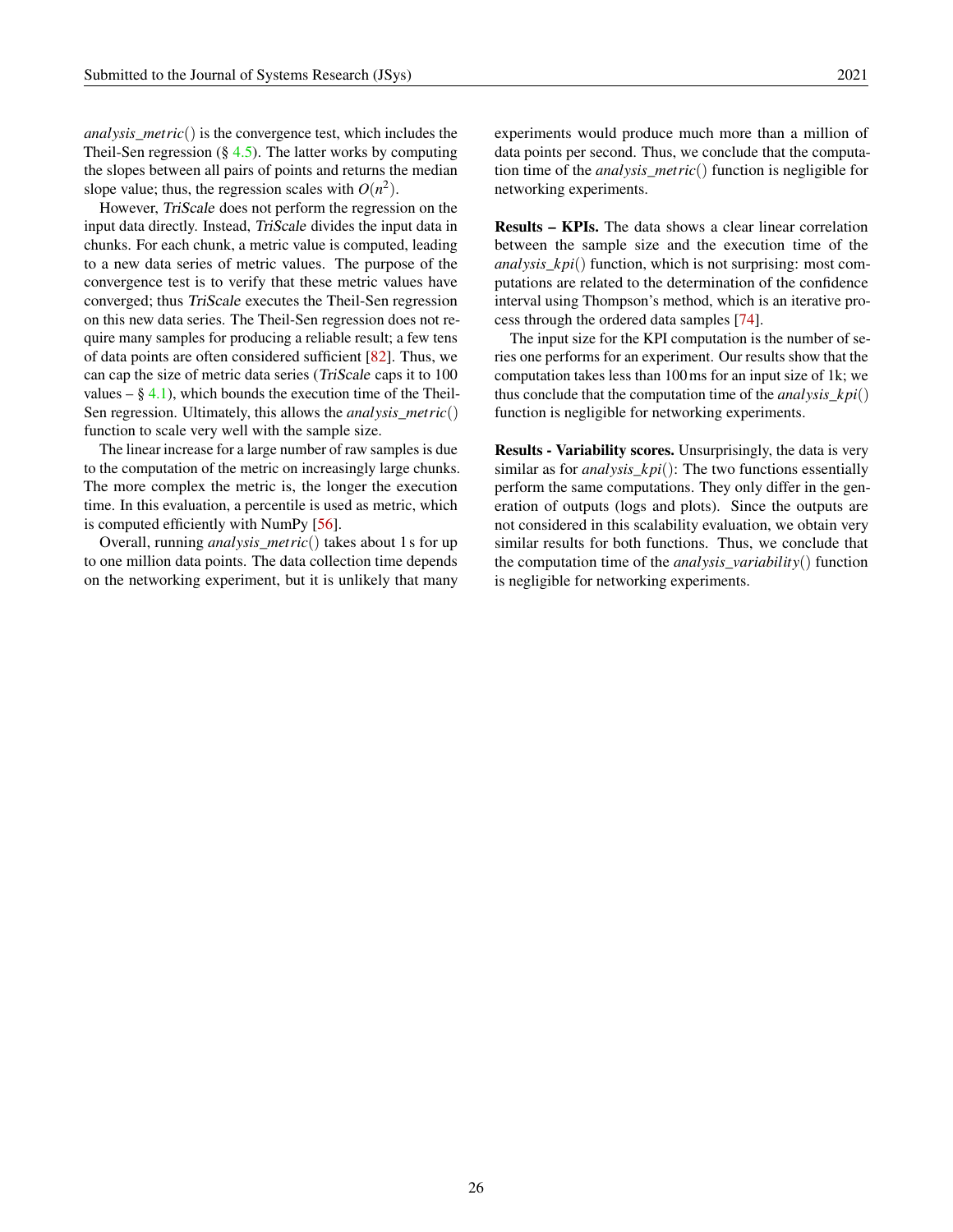*analysis_metric*() is the convergence test, which includes the Theil-Sen regression (§ 4.5). The latter works by computing the slopes between all pairs of points and returns the median slope value; thus, the regression scales with $O(n^2)$.

However, *TriScale* does not perform the regression on the input data directly. Instead, *TriScale* divides the input data in chunks. For each chunk, a metric value is computed, leading to a new data series of metric values. The purpose of the convergence test is to verify that these metric values have converged; thus *TriScale* executes the Theil-Sen regression on this new data series. The Theil-Sen regression does not require many samples for producing a reliable result; a few tens of data points are often considered sufficient [82]. Thus, we can cap the size of metric data series (*TriScale* caps it to 100 values – § 4.1), which bounds the execution time of the Theil-Sen regression. Ultimately, this allows the *analysis_metric*() function to scale very well with the sample size.

The linear increase for a large number of raw samples is due to the computation of the metric on increasingly large chunks. The more complex the metric is, the longer the execution time. In this evaluation, a percentile is used as metric, which is computed efficiently with NumPy [56].

Overall, running *analysis_metric*() takes about 1 s for up to one million data points. The data collection time depends on the networking experiment, but it is unlikely that many experiments would produce much more than a million of data points per second. Thus, we conclude that the computation time of the *analysis_metric*() function is negligible for networking experiments.

**Results – KPIs.** The data shows a clear linear correlation between the sample size and the execution time of the *analysis_kpi*() function, which is not surprising: most computations are related to the determination of the confidence interval using Thompson's method, which is an iterative process through the ordered data samples [74].

The input size for the KPI computation is the number of series one performs for an experiment. Our results show that the computation takes less than 100 ms for an input size of 1k; we thus conclude that the computation time of the *analysis_kpi*() function is negligible for networking experiments.

**Results - Variability scores.** Unsurprisingly, the data is very similar as for *analysis_kpi*(): The two functions essentially perform the same computations. They only differ in the generation of outputs (logs and plots). Since the outputs are not considered in this scalability evaluation, we obtain very similar results for both functions. Thus, we conclude that the computation time of the *analysis_variability*() function is negligible for networking experiments.